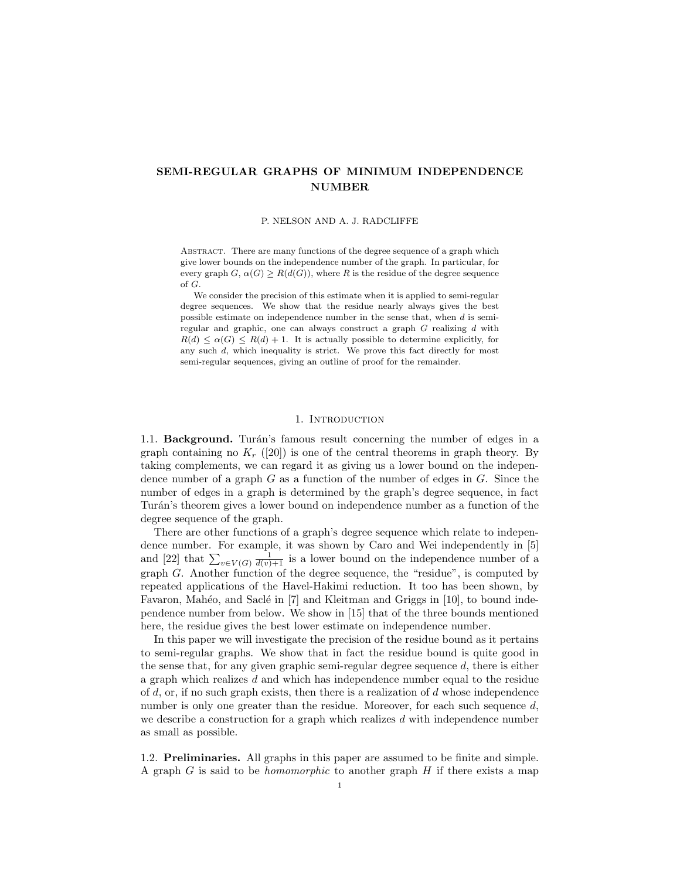# SEMI-REGULAR GRAPHS OF MINIMUM INDEPENDENCE NUMBER

P. NELSON AND A. J. RADCLIFFE

Abstract. There are many functions of the degree sequence of a graph which give lower bounds on the independence number of the graph. In particular, for every graph $G$, $\alpha(G) \geq R(d(G))$, where $R$ is the residue of the degree sequence of $G$.

We consider the precision of this estimate when it is applied to semi-regular degree sequences. We show that the residue nearly always gives the best possible estimate on independence number in the sense that, when $d$ is semi-regular and graphic, one can always construct a graph $G$ realizing $d$ with $R(d) \leq \alpha(G) \leq R(d) + 1$. It is actually possible to determine explicitly, for any such $d$, which inequality is strict. We prove this fact directly for most semi-regular sequences, giving an outline of proof for the remainder.

## 1. Introduction

### 1.1. Background.

Turán's famous result concerning the number of edges in a graph containing no $K_r$ ([20]) is one of the central theorems in graph theory. By taking complements, we can regard it as giving us a lower bound on the independence number of a graph $G$ as a function of the number of edges in $G$. Since the number of edges in a graph is determined by the graph's degree sequence, in fact Turán's theorem gives a lower bound on independence number as a function of the degree sequence of the graph.

There are other functions of a graph's degree sequence which relate to independence number. For example, it was shown by Caro and Wei independently in [5] and [22] that $\sum_{v \in V(G)} \frac{1}{d(v)+1}$ is a lower bound on the independence number of a graph $G$. Another function of the degree sequence, the "residue", is computed by repeated applications of the Havel-Hakimi reduction. It too has been shown, by Favaron, Mahéo, and Saclé in [7] and Kleitman and Griggs in [10], to bound independence number from below. We show in [15] that of the three bounds mentioned here, the residue gives the best lower estimate on independence number.

In this paper we will investigate the precision of the residue bound as it pertains to semi-regular graphs. We show that in fact the residue bound is quite good in the sense that, for any given graphic semi-regular degree sequence $d$, there is either a graph which realizes $d$ and which has independence number equal to the residue of $d$, or, if no such graph exists, then there is a realization of $d$ whose independence number is only one greater than the residue. Moreover, for each such sequence $d$, we describe a construction for a graph which realizes $d$ with independence number as small as possible.

### 1.2. Preliminaries.

All graphs in this paper are assumed to be finite and simple. A graph $G$ is said to be *homomorphic* to another graph $H$ if there exists a map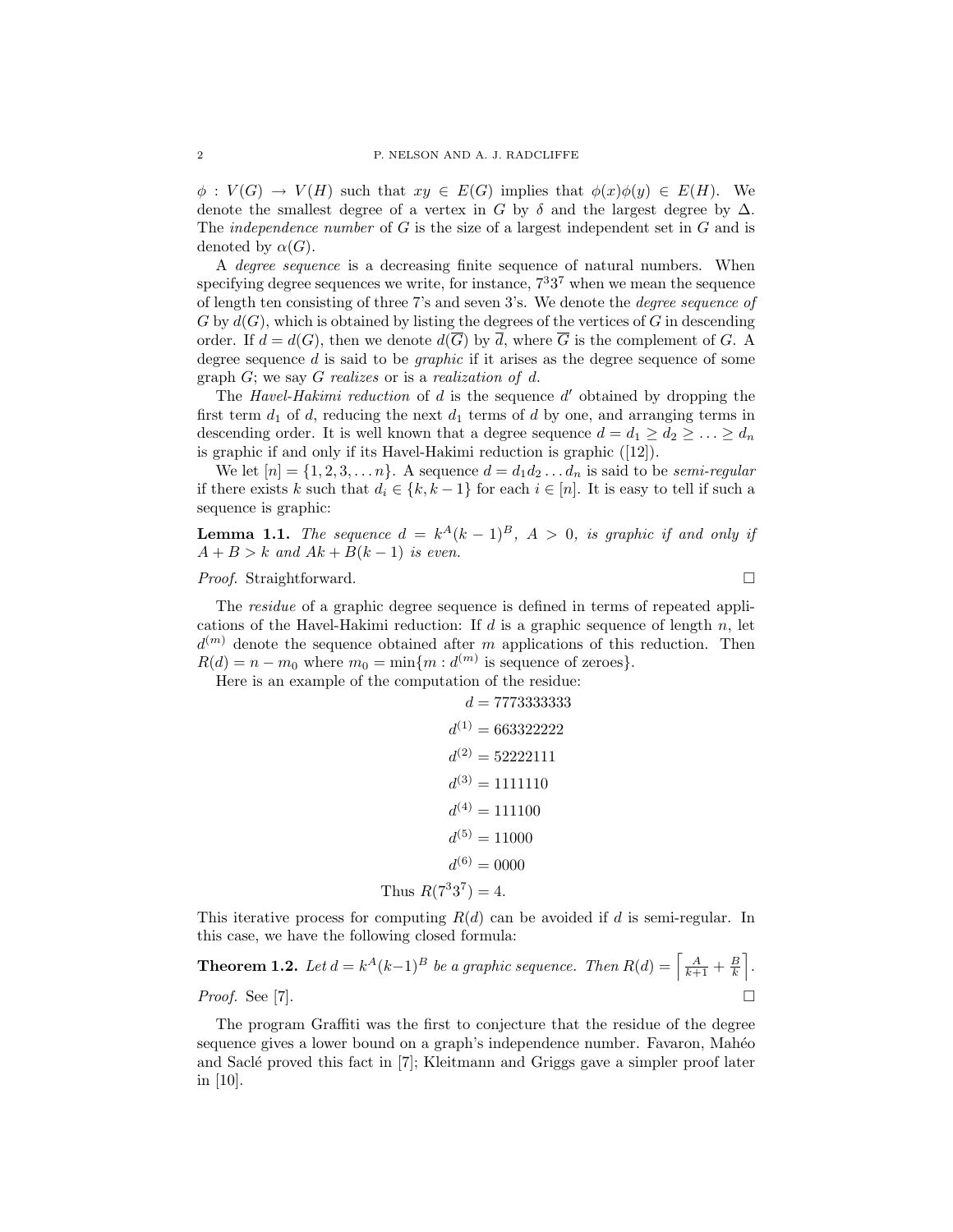$\phi : V(G) \to V(H)$ such that $xy \in E(G)$ implies that $\phi(x)\phi(y) \in E(H)$. We denote the smallest degree of a vertex in $G$ by $\delta$ and the largest degree by $\Delta$. The *independence number* of $G$ is the size of a largest independent set in $G$ and is denoted by $\alpha(G)$.

A *degree sequence* is a decreasing finite sequence of natural numbers. When specifying degree sequences we write, for instance, $7^3 3^7$ when we mean the sequence of length ten consisting of three 7's and seven 3's. We denote the *degree sequence of* $G$ by $d(G)$, which is obtained by listing the degrees of the vertices of $G$ in descending order. If $d = d(G)$, then we denote $d(\overline{G})$ by $\overline{d}$, where $\overline{G}$ is the complement of $G$. A degree sequence $d$ is said to be *graphic* if it arises as the degree sequence of some graph $G$; we say $G$ *realizes* or is a *realization of* $d$.

The *Havel-Hakimi reduction* of $d$ is the sequence $d'$ obtained by dropping the first term $d_1$ of $d$, reducing the next $d_1$ terms of $d$ by one, and arranging terms in descending order. It is well known that a degree sequence $d = d_1 \geq d_2 \geq \ldots \geq d_n$ is graphic if and only if its Havel-Hakimi reduction is graphic ([12]).

We let $[n] = \{1, 2, 3, \ldots n\}$. A sequence $d = d_1 d_2 \ldots d_n$ is said to be *semi-regular* if there exists $k$ such that $d_i \in \{k, k-1\}$ for each $i \in [n]$. It is easy to tell if such a sequence is graphic:

**Lemma 1.1.** *The sequence $d = k^A(k-1)^B$, $A > 0$, is graphic if and only if $A + B > k$ and $Ak + B(k-1)$ is even.*

*Proof.* Straightforward. □

The *residue* of a graphic degree sequence is defined in terms of repeated applications of the Havel-Hakimi reduction: If $d$ is a graphic sequence of length $n$, let $d^{(m)}$ denote the sequence obtained after $m$ applications of this reduction. Then $R(d) = n - m_0$ where $m_0 = \min\{m : d^{(m)} \text{ is sequence of zeroes}\}$.

Here is an example of the computation of the residue:

$$d = 7773333333$$
$$d^{(1)} = 663322222$$
$$d^{(2)} = 52222111$$
$$d^{(3)} = 1111110$$
$$d^{(4)} = 111100$$
$$d^{(5)} = 11000$$
$$d^{(6)} = 0000$$
$$\text{Thus } R(7^3 3^7) = 4.$$

This iterative process for computing $R(d)$ can be avoided if $d$ is semi-regular. In this case, we have the following closed formula:

**Theorem 1.2.** *Let $d = k^A(k-1)^B$ be a graphic sequence. Then $R(d) = \left\lceil \frac{A}{k+1} + \frac{B}{k} \right\rceil$.*

*Proof.* See [7]. □

The program Graffiti was the first to conjecture that the residue of the degree sequence gives a lower bound on a graph's independence number. Favaron, Mahéo and Saclé proved this fact in [7]; Kleitmann and Griggs gave a simpler proof later in [10].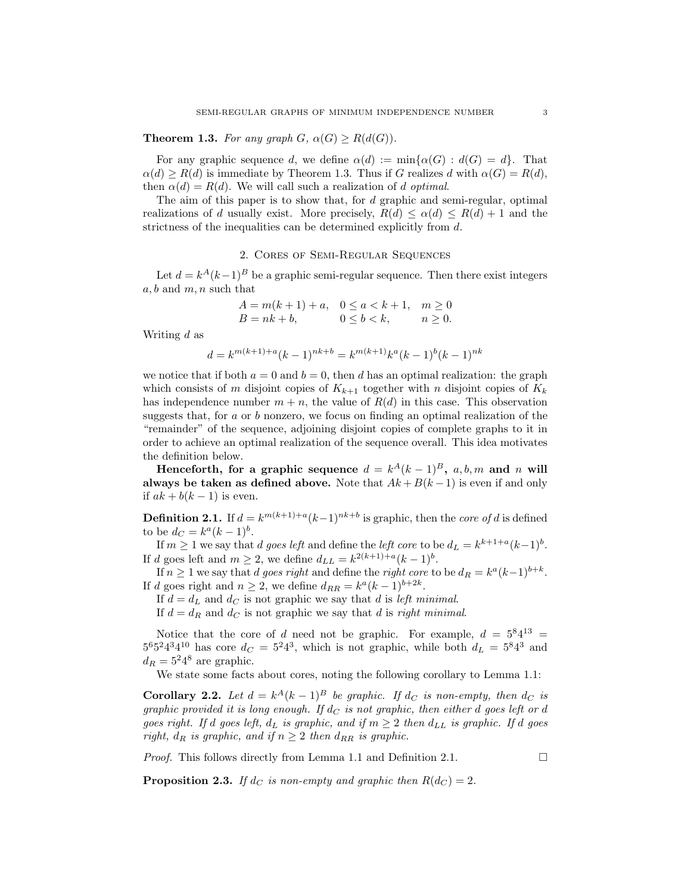**Theorem 1.3.** *For any graph $G$, $\alpha(G) \geq R(d(G))$.*

For any graphic sequence $d$, we define $\alpha(d) := \min\{\alpha(G) : d(G) = d\}$. That $\alpha(d) \geq R(d)$ is immediate by Theorem 1.3. Thus if $G$ realizes $d$ with $\alpha(G) = R(d)$, then $\alpha(d) = R(d)$. We will call such a realization of $d$ *optimal*.

The aim of this paper is to show that, for $d$ graphic and semi-regular, optimal realizations of $d$ usually exist. More precisely, $R(d) \leq \alpha(d) \leq R(d) + 1$ and the strictness of the inequalities can be determined explicitly from $d$.

## 2. Cores of Semi-Regular Sequences

Let $d = k^A(k-1)^B$ be a graphic semi-regular sequence. Then there exist integers $a, b$ and $m, n$ such that

$$
\begin{array}{lll}
A = m(k+1) + a, & 0 \leq a < k+1, & m \geq 0 \\
B = nk + b, & 0 \leq b < k, & n \geq 0.
\end{array}
$$

Writing $d$ as

$$d = k^{m(k+1)+a}(k-1)^{nk+b} = k^{m(k+1)}k^a(k-1)^b(k-1)^{nk}$$

we notice that if both $a = 0$ and $b = 0$, then $d$ has an optimal realization: the graph which consists of $m$ disjoint copies of $K_{k+1}$ together with $n$ disjoint copies of $K_k$ has independence number $m + n$, the value of $R(d)$ in this case. This observation suggests that, for $a$ or $b$ nonzero, we focus on finding an optimal realization of the "remainder" of the sequence, adjoining disjoint copies of complete graphs to it in order to achieve an optimal realization of the sequence overall. This idea motivates the definition below.

**Henceforth, for a graphic sequence $d = k^A(k-1)^B$, $a, b, m$ and $n$ will always be taken as defined above.** Note that $Ak + B(k-1)$ is even if and only if $ak + b(k-1)$ is even.

**Definition 2.1.** If $d = k^{m(k+1)+a}(k-1)^{nk+b}$ is graphic, then the *core of* $d$ is defined to be $d_C = k^a(k-1)^b$.

If $m \geq 1$ we say that $d$ *goes left* and define the *left core* to be $d_L = k^{k+1+a}(k-1)^b$. If $d$ goes left and $m \geq 2$, we define $d_{LL} = k^{2(k+1)+a}(k-1)^b$.

If $n \geq 1$ we say that $d$ *goes right* and define the *right core* to be $d_R = k^a(k-1)^{b+k}$. If $d$ goes right and $n \geq 2$, we define $d_{RR} = k^a(k-1)^{b+2k}$.

If $d = d_L$ and $d_C$ is not graphic we say that $d$ is *left minimal*.

If $d = d_R$ and $d_C$ is not graphic we say that $d$ is *right minimal*.

Notice that the core of $d$ need not be graphic. For example, $d = 5^8 4^{13} = 5^6 5^2 4^3 4^{10}$ has core $d_C = 5^2 4^3$, which is not graphic, while both $d_L = 5^8 4^3$ and $d_R = 5^2 4^8$ are graphic.

We state some facts about cores, noting the following corollary to Lemma 1.1:

**Corollary 2.2.** *Let $d = k^A(k-1)^B$ be graphic. If $d_C$ is non-empty, then $d_C$ is graphic provided it is long enough. If $d_C$ is not graphic, then either $d$ goes left or $d$ goes right. If $d$ goes left, $d_L$ is graphic, and if $m \geq 2$ then $d_{LL}$ is graphic. If $d$ goes right, $d_R$ is graphic, and if $n \geq 2$ then $d_{RR}$ is graphic.*

*Proof.* This follows directly from Lemma 1.1 and Definition 2.1. $\square$

**Proposition 2.3.** *If $d_C$ is non-empty and graphic then $R(d_C) = 2$.*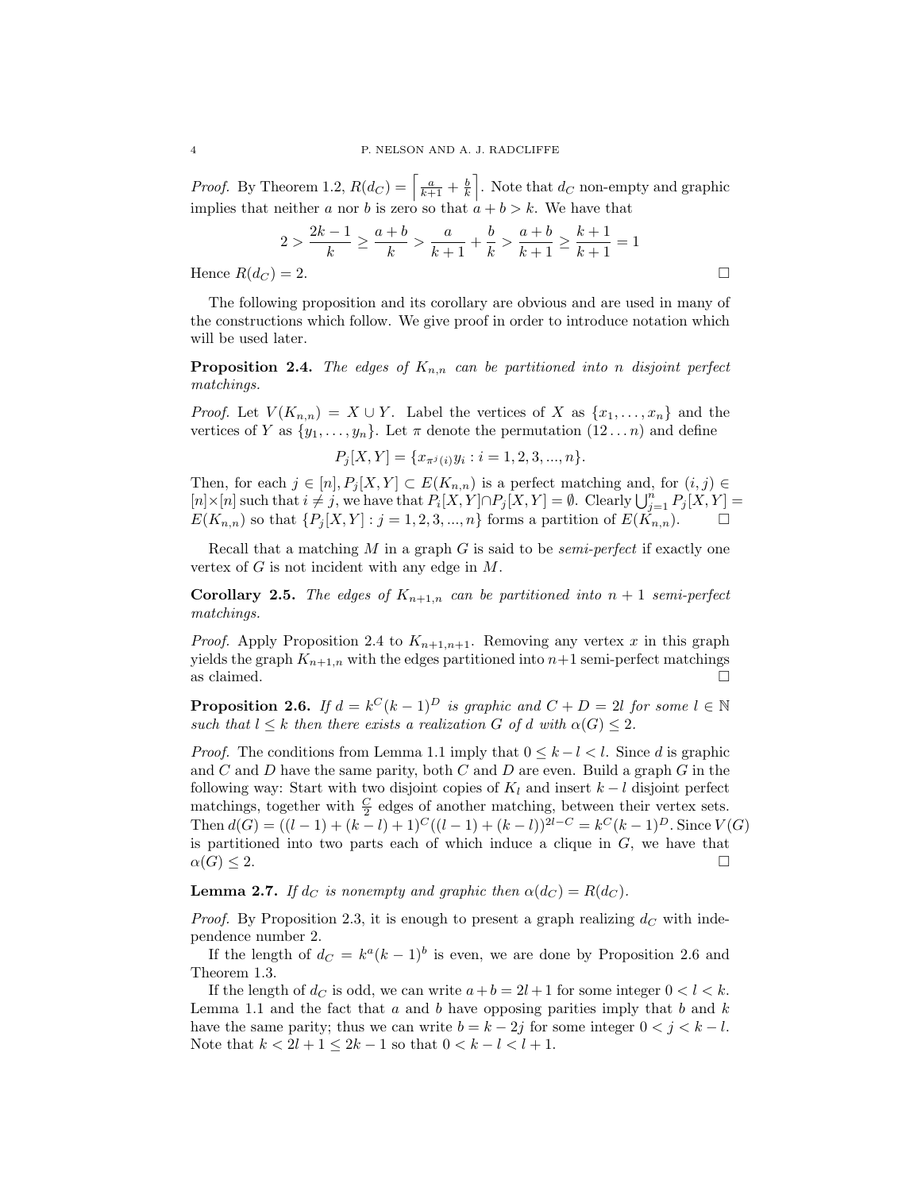*Proof.* By Theorem 1.2, $R(d_C) = \left\lceil \frac{a}{k+1} + \frac{b}{k} \right\rceil$. Note that $d_C$ non-empty and graphic implies that neither $a$ nor $b$ is zero so that $a + b > k$. We have that

$$2 > \frac{2k-1}{k} \geq \frac{a+b}{k} > \frac{a}{k+1} + \frac{b}{k} > \frac{a+b}{k+1} \geq \frac{k+1}{k+1} = 1$$

Hence $R(d_C) = 2$. □

The following proposition and its corollary are obvious and are used in many of the constructions which follow. We give proof in order to introduce notation which will be used later.

**Proposition 2.4.** *The edges of $K_{n,n}$ can be partitioned into $n$ disjoint perfect matchings.*

*Proof.* Let $V(K_{n,n}) = X \cup Y$. Label the vertices of $X$ as $\{x_1, \ldots, x_n\}$ and the vertices of $Y$ as $\{y_1, \ldots, y_n\}$. Let $\pi$ denote the permutation $(12 \ldots n)$ and define

$$P_j[X,Y] = \{x_{\pi^j(i)} y_i : i = 1, 2, 3, ..., n\}.$$

Then, for each $j \in [n]$, $P_j[X,Y] \subset E(K_{n,n})$ is a perfect matching and, for $(i,j) \in [n] \times [n]$ such that $i \neq j$, we have that $P_i[X,Y] \cap P_j[X,Y] = \emptyset$. Clearly $\bigcup_{j=1}^{n} P_j[X,Y] = E(K_{n,n})$ so that $\{P_j[X,Y] : j = 1, 2, 3, ..., n\}$ forms a partition of $E(K_{n,n})$. □

Recall that a matching $M$ in a graph $G$ is said to be *semi-perfect* if exactly one vertex of $G$ is not incident with any edge in $M$.

**Corollary 2.5.** *The edges of $K_{n+1,n}$ can be partitioned into $n+1$ semi-perfect matchings.*

*Proof.* Apply Proposition 2.4 to $K_{n+1,n+1}$. Removing any vertex $x$ in this graph yields the graph $K_{n+1,n}$ with the edges partitioned into $n+1$ semi-perfect matchings as claimed. □

**Proposition 2.6.** *If $d = k^C(k-1)^D$ is graphic and $C + D = 2l$ for some $l \in \mathbb{N}$ such that $l \leq k$ then there exists a realization $G$ of $d$ with $\alpha(G) \leq 2$.*

*Proof.* The conditions from Lemma 1.1 imply that $0 \leq k - l < l$. Since $d$ is graphic and $C$ and $D$ have the same parity, both $C$ and $D$ are even. Build a graph $G$ in the following way: Start with two disjoint copies of $K_l$ and insert $k - l$ disjoint perfect matchings, together with $\frac{C}{2}$ edges of another matching, between their vertex sets. Then $d(G) = ((l-1) + (k-l) + 1)^C((l-1) + (k-l))^{2l-C} = k^C(k-1)^D$. Since $V(G)$ is partitioned into two parts each of which induce a clique in $G$, we have that $\alpha(G) \leq 2$. □

**Lemma 2.7.** *If $d_C$ is nonempty and graphic then $\alpha(d_C) = R(d_C)$.*

*Proof.* By Proposition 2.3, it is enough to present a graph realizing $d_C$ with independence number 2.

If the length of $d_C = k^a(k-1)^b$ is even, we are done by Proposition 2.6 and Theorem 1.3.

If the length of $d_C$ is odd, we can write $a + b = 2l + 1$ for some integer $0 < l < k$. Lemma 1.1 and the fact that $a$ and $b$ have opposing parities imply that $b$ and $k$ have the same parity; thus we can write $b = k - 2j$ for some integer $0 < j < k - l$. Note that $k < 2l + 1 \leq 2k - 1$ so that $0 < k - l < l + 1$.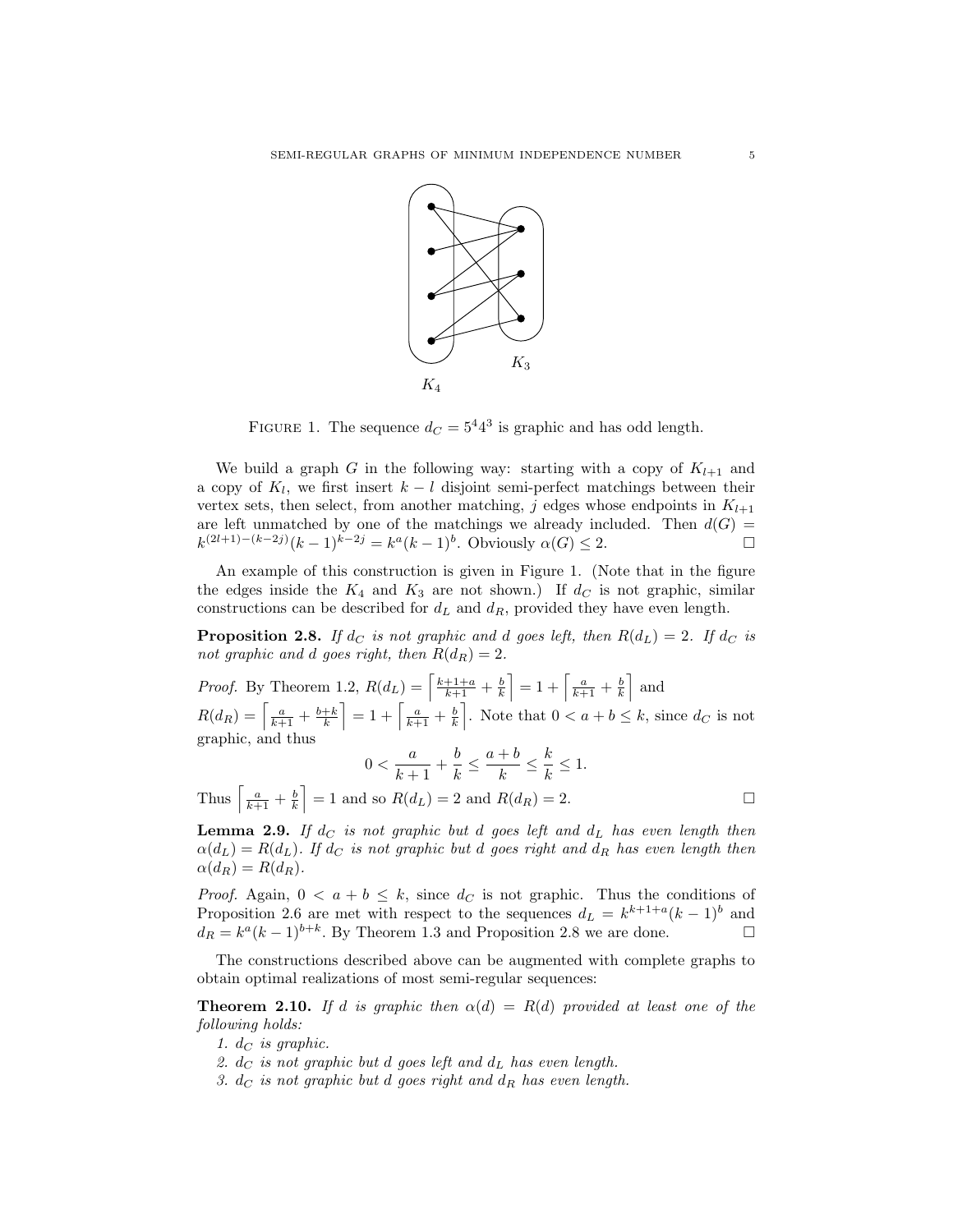$K_3$

$K_4$

FIGURE 1. The sequence $d_C = 5^4 4^3$ is graphic and has odd length.

We build a graph $G$ in the following way: starting with a copy of $K_{l+1}$ and a copy of $K_l$, we first insert $k-l$ disjoint semi-perfect matchings between their vertex sets, then select, from another matching, $j$ edges whose endpoints in $K_{l+1}$ are left unmatched by one of the matchings we already included. Then $d(G) = k^{(2l+1)-(k-2j)}(k-1)^{k-2j} = k^a(k-1)^b$. Obviously $\alpha(G) \leq 2$. □

An example of this construction is given in Figure 1. (Note that in the figure the edges inside the $K_4$ and $K_3$ are not shown.) If $d_C$ is not graphic, similar constructions can be described for $d_L$ and $d_R$, provided they have even length.

**Proposition 2.8.** *If $d_C$ is not graphic and $d$ goes left, then $R(d_L) = 2$. If $d_C$ is not graphic and $d$ goes right, then $R(d_R) = 2$.*

*Proof.* By Theorem 1.2, $R(d_L) = \left\lceil \frac{k+1+a}{k+1} + \frac{b}{k} \right\rceil = 1 + \left\lceil \frac{a}{k+1} + \frac{b}{k} \right\rceil$ and $R(d_R) = \left\lceil \frac{a}{k+1} + \frac{b+k}{k} \right\rceil = 1 + \left\lceil \frac{a}{k+1} + \frac{b}{k} \right\rceil$. Note that $0 < a + b \leq k$, since $d_C$ is not graphic, and thus

$$0 < \frac{a}{k+1} + \frac{b}{k} \leq \frac{a+b}{k} \leq \frac{k}{k} \leq 1.$$

Thus $\left\lceil \frac{a}{k+1} + \frac{b}{k} \right\rceil = 1$ and so $R(d_L) = 2$ and $R(d_R) = 2$. □

**Lemma 2.9.** *If $d_C$ is not graphic but $d$ goes left and $d_L$ has even length then $\alpha(d_L) = R(d_L)$. If $d_C$ is not graphic but $d$ goes right and $d_R$ has even length then $\alpha(d_R) = R(d_R)$.*

*Proof.* Again, $0 < a + b \leq k$, since $d_C$ is not graphic. Thus the conditions of Proposition 2.6 are met with respect to the sequences $d_L = k^{k+1+a}(k-1)^b$ and $d_R = k^a(k-1)^{b+k}$. By Theorem 1.3 and Proposition 2.8 we are done. □

The constructions described above can be augmented with complete graphs to obtain optimal realizations of most semi-regular sequences:

**Theorem 2.10.** *If $d$ is graphic then $\alpha(d) = R(d)$ provided at least one of the following holds:*

1. *$d_C$ is graphic.*
2. *$d_C$ is not graphic but $d$ goes left and $d_L$ has even length.*
3. *$d_C$ is not graphic but $d$ goes right and $d_R$ has even length.*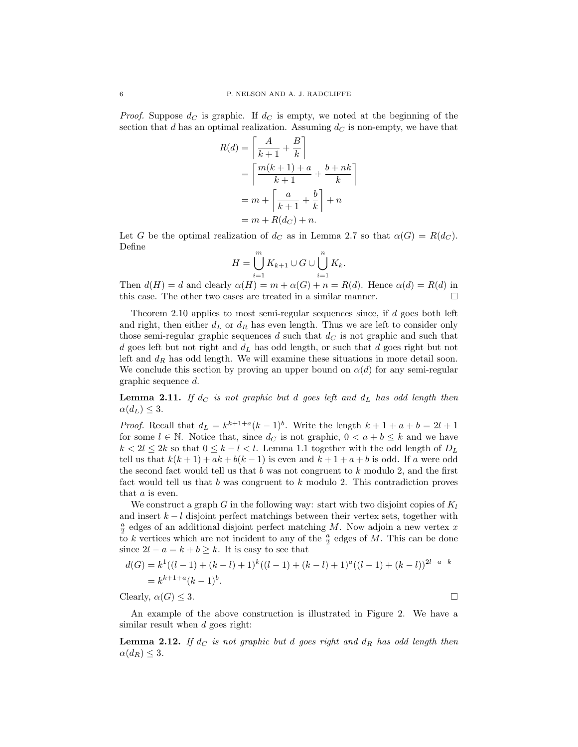*Proof.* Suppose $d_C$ is graphic. If $d_C$ is empty, we noted at the beginning of the section that $d$ has an optimal realization. Assuming $d_C$ is non-empty, we have that

$$
\begin{aligned}
R(d) &= \left\lceil \frac{A}{k+1} + \frac{B}{k} \right\rceil \\
&= \left\lceil \frac{m(k+1)+a}{k+1} + \frac{b+nk}{k} \right\rceil \\
&= m + \left\lceil \frac{a}{k+1} + \frac{b}{k} \right\rceil + n \\
&= m + R(d_C) + n.
\end{aligned}
$$

Let $G$ be the optimal realization of $d_C$ as in Lemma 2.7 so that $\alpha(G) = R(d_C)$. Define

$$
H = \bigcup_{i=1}^{m} K_{k+1} \cup G \cup \bigcup_{i=1}^{n} K_k.
$$

Then $d(H) = d$ and clearly $\alpha(H) = m + \alpha(G) + n = R(d)$. Hence $\alpha(d) = R(d)$ in this case. The other two cases are treated in a similar manner. $\square$

Theorem 2.10 applies to most semi-regular sequences since, if $d$ goes both left and right, then either $d_L$ or $d_R$ has even length. Thus we are left to consider only those semi-regular graphic sequences $d$ such that $d_C$ is not graphic and such that $d$ goes left but not right and $d_L$ has odd length, or such that $d$ goes right but not left and $d_R$ has odd length. We will examine these situations in more detail soon. We conclude this section by proving an upper bound on $\alpha(d)$ for any semi-regular graphic sequence $d$.

**Lemma 2.11.** *If $d_C$ is not graphic but $d$ goes left and $d_L$ has odd length then $\alpha(d_L) \leq 3$.*

*Proof.* Recall that $d_L = k^{k+1+a}(k-1)^b$. Write the length $k+1+a+b = 2l+1$ for some $l \in \mathbb{N}$. Notice that, since $d_C$ is not graphic, $0 < a+b \leq k$ and we have $k < 2l \leq 2k$ so that $0 \leq k-l < l$. Lemma 1.1 together with the odd length of $D_L$ tell us that $k(k+1)+ak+b(k-1)$ is even and $k+1+a+b$ is odd. If $a$ were odd the second fact would tell us that $b$ was not congruent to $k$ modulo 2, and the first fact would tell us that $b$ was congruent to $k$ modulo 2. This contradiction proves that $a$ is even.

We construct a graph $G$ in the following way: start with two disjoint copies of $K_l$ and insert $k-l$ disjoint perfect matchings between their vertex sets, together with $\frac{a}{2}$ edges of an additional disjoint perfect matching $M$. Now adjoin a new vertex $x$ to $k$ vertices which are not incident to any of the $\frac{a}{2}$ edges of $M$. This can be done since $2l - a = k + b \geq k$. It is easy to see that

$$
\begin{aligned}
d(G) &= k^1((l-1)+(k-l)+1)^k((l-1)+(k-l)+1)^a((l-1)+(k-l))^{2l-a-k} \\
&= k^{k+1+a}(k-1)^b.
\end{aligned}
$$

Clearly, $\alpha(G) \leq 3$. $\square$

An example of the above construction is illustrated in Figure 2. We have a similar result when $d$ goes right:

**Lemma 2.12.** *If $d_C$ is not graphic but $d$ goes right and $d_R$ has odd length then $\alpha(d_R) \leq 3$.*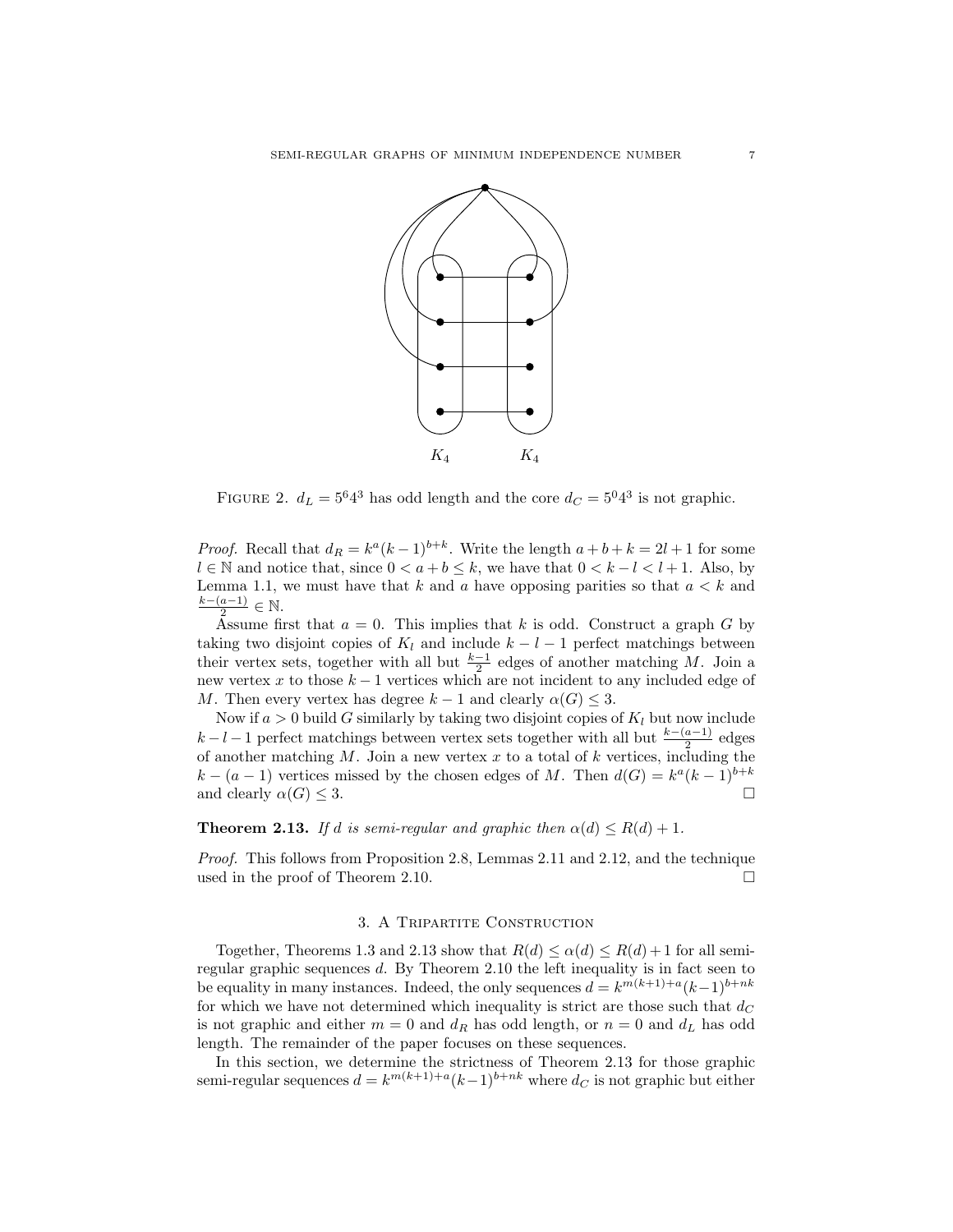$K_4$ $K_4$

FIGURE 2. $d_L = 5^6 4^3$ has odd length and the core $d_C = 5^0 4^3$ is not graphic.

*Proof.* Recall that $d_R = k^a (k-1)^{b+k}$. Write the length $a + b + k = 2l + 1$ for some $l \in \mathbb{N}$ and notice that, since $0 < a + b \leq k$, we have that $0 < k - l < l + 1$. Also, by Lemma 1.1, we must have that $k$ and $a$ have opposing parities so that $a < k$ and $\frac{k-(a-1)}{2} \in \mathbb{N}$.

Assume first that $a = 0$. This implies that $k$ is odd. Construct a graph $G$ by taking two disjoint copies of $K_l$ and include $k - l - 1$ perfect matchings between their vertex sets, together with all but $\frac{k-1}{2}$ edges of another matching $M$. Join a new vertex $x$ to those $k - 1$ vertices which are not incident to any included edge of $M$. Then every vertex has degree $k - 1$ and clearly $\alpha(G) \leq 3$.

Now if $a > 0$ build $G$ similarly by taking two disjoint copies of $K_l$ but now include $k - l - 1$ perfect matchings between vertex sets together with all but $\frac{k-(a-1)}{2}$ edges of another matching $M$. Join a new vertex $x$ to a total of $k$ vertices, including the $k - (a-1)$ vertices missed by the chosen edges of $M$. Then $d(G) = k^a (k-1)^{b+k}$ and clearly $\alpha(G) \leq 3$. □

**Theorem 2.13.** *If $d$ is semi-regular and graphic then $\alpha(d) \leq R(d) + 1$.*

*Proof.* This follows from Proposition 2.8, Lemmas 2.11 and 2.12, and the technique used in the proof of Theorem 2.10. □

## 3. A Tripartite Construction

Together, Theorems 1.3 and 2.13 show that $R(d) \leq \alpha(d) \leq R(d) + 1$ for all semi-regular graphic sequences $d$. By Theorem 2.10 the left inequality is in fact seen to be equality in many instances. Indeed, the only sequences $d = k^{m(k+1)+a}(k-1)^{b+nk}$ for which we have not determined which inequality is strict are those such that $d_C$ is not graphic and either $m = 0$ and $d_R$ has odd length, or $n = 0$ and $d_L$ has odd length. The remainder of the paper focuses on these sequences.

In this section, we determine the strictness of Theorem 2.13 for those graphic semi-regular sequences $d = k^{m(k+1)+a}(k-1)^{b+nk}$ where $d_C$ is not graphic but either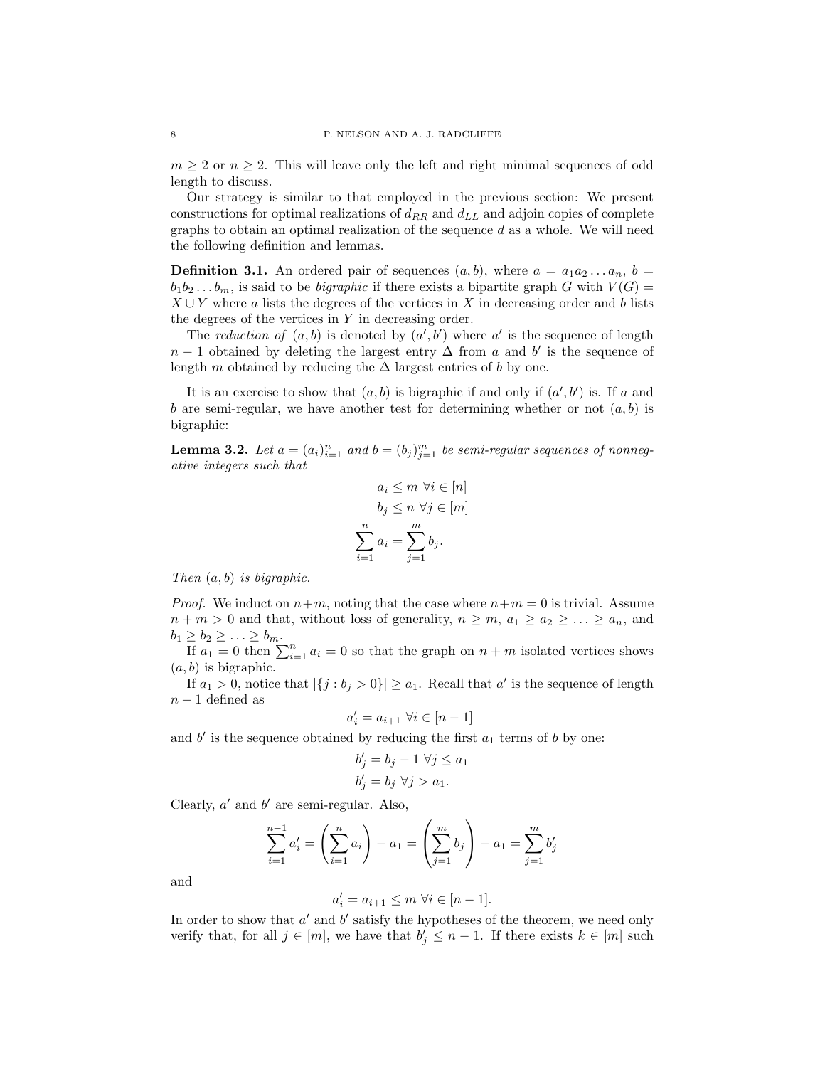$m \geq 2$ or $n \geq 2$. This will leave only the left and right minimal sequences of odd length to discuss.

Our strategy is similar to that employed in the previous section: We present constructions for optimal realizations of $d_{RR}$ and $d_{LL}$ and adjoin copies of complete graphs to obtain an optimal realization of the sequence $d$ as a whole. We will need the following definition and lemmas.

**Definition 3.1.** An ordered pair of sequences $(a, b)$, where $a = a_1 a_2 \ldots a_n$, $b = b_1 b_2 \ldots b_m$, is said to be *bigraphic* if there exists a bipartite graph $G$ with $V(G) = X \cup Y$ where $a$ lists the degrees of the vertices in $X$ in decreasing order and $b$ lists the degrees of the vertices in $Y$ in decreasing order.

The *reduction of* $(a, b)$ is denoted by $(a', b')$ where $a'$ is the sequence of length $n-1$ obtained by deleting the largest entry $\Delta$ from $a$ and $b'$ is the sequence of length $m$ obtained by reducing the $\Delta$ largest entries of $b$ by one.

It is an exercise to show that $(a, b)$ is bigraphic if and only if $(a', b')$ is. If $a$ and $b$ are semi-regular, we have another test for determining whether or not $(a, b)$ is bigraphic:

**Lemma 3.2.** *Let $a = (a_i)_{i=1}^n$ and $b = (b_j)_{j=1}^m$ be semi-regular sequences of nonnegative integers such that*

$$a_i \leq m \ \forall i \in [n]$$
$$b_j \leq n \ \forall j \in [m]$$
$$\sum_{i=1}^{n} a_i = \sum_{j=1}^{m} b_j.$$

*Then $(a, b)$ is bigraphic.*

*Proof.* We induct on $n+m$, noting that the case where $n+m = 0$ is trivial. Assume $n + m > 0$ and that, without loss of generality, $n \geq m$, $a_1 \geq a_2 \geq \ldots \geq a_n$, and $b_1 \geq b_2 \geq \ldots \geq b_m$.

If $a_1 = 0$ then $\sum_{i=1}^n a_i = 0$ so that the graph on $n + m$ isolated vertices shows $(a, b)$ is bigraphic.

If $a_1 > 0$, notice that $|\{j : b_j > 0\}| \geq a_1$. Recall that $a'$ is the sequence of length $n-1$ defined as

$$a'_i = a_{i+1} \ \forall i \in [n-1]$$

and $b'$ is the sequence obtained by reducing the first $a_1$ terms of $b$ by one:

$$b'_j = b_j - 1 \ \forall j \leq a_1$$
$$b'_j = b_j \ \forall j > a_1.$$

Clearly, $a'$ and $b'$ are semi-regular. Also,

$$\sum_{i=1}^{n-1} a'_i = \left(\sum_{i=1}^{n} a_i\right) - a_1 = \left(\sum_{j=1}^{m} b_j\right) - a_1 = \sum_{j=1}^{m} b'_j$$

and

$$a'_i = a_{i+1} \leq m \ \forall i \in [n-1].$$

In order to show that $a'$ and $b'$ satisfy the hypotheses of the theorem, we need only verify that, for all $j \in [m]$, we have that $b'_j \leq n-1$. If there exists $k \in [m]$ such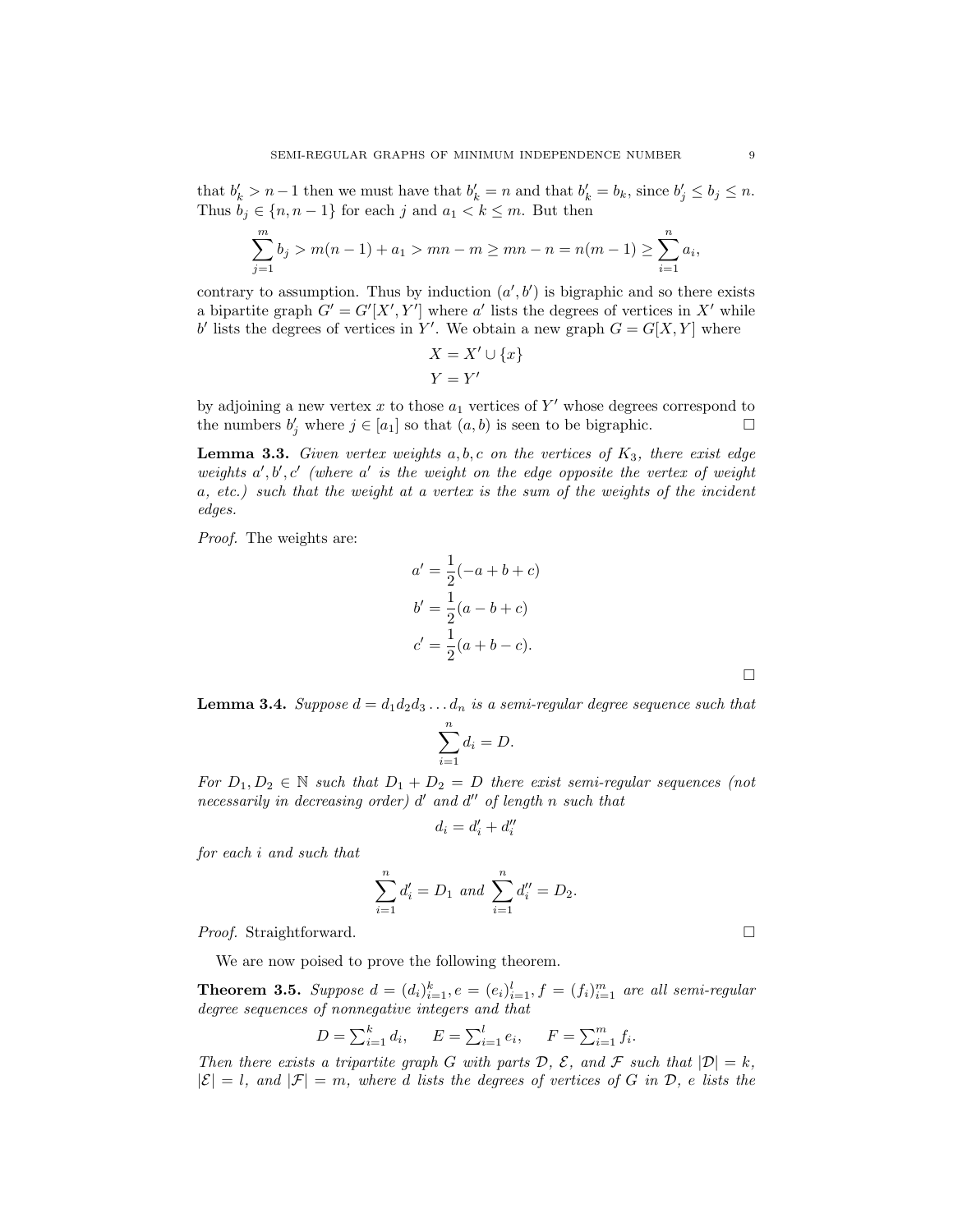that $b'_k > n-1$ then we must have that $b'_k = n$ and that $b'_k = b_k$, since $b'_j \leq b_j \leq n$. Thus $b_j \in \{n, n-1\}$ for each $j$ and $a_1 < k \leq m$. But then

$$\sum_{j=1}^{m} b_j > m(n-1) + a_1 > mn - m \geq mn - n = n(m-1) \geq \sum_{i=1}^{n} a_i,$$

contrary to assumption. Thus by induction $(a', b')$ is bigraphic and so there exists a bipartite graph $G' = G'[X', Y']$ where $a'$ lists the degrees of vertices in $X'$ while $b'$ lists the degrees of vertices in $Y'$. We obtain a new graph $G = G[X, Y]$ where

$$X = X' \cup \{x\}$$
$$Y = Y'$$

by adjoining a new vertex $x$ to those $a_1$ vertices of $Y'$ whose degrees correspond to the numbers $b'_j$ where $j \in [a_1]$ so that $(a, b)$ is seen to be bigraphic. □

**Lemma 3.3.** *Given vertex weights $a, b, c$ on the vertices of $K_3$, there exist edge weights $a', b', c'$ (where $a'$ is the weight on the edge opposite the vertex of weight $a$, etc.) such that the weight at a vertex is the sum of the weights of the incident edges.*

*Proof.* The weights are:

$$a' = \frac{1}{2}(-a + b + c)$$
$$b' = \frac{1}{2}(a - b + c)$$
$$c' = \frac{1}{2}(a + b - c).$$

□

**Lemma 3.4.** *Suppose $d = d_1 d_2 d_3 \ldots d_n$ is a semi-regular degree sequence such that*

$$\sum_{i=1}^{n} d_i = D.$$

*For $D_1, D_2 \in \mathbb{N}$ such that $D_1 + D_2 = D$ there exist semi-regular sequences (not necessarily in decreasing order) $d'$ and $d''$ of length $n$ such that*

$$d_i = d'_i + d''_i$$

*for each $i$ and such that*

$$\sum_{i=1}^{n} d'_i = D_1 \text{ and } \sum_{i=1}^{n} d''_i = D_2.$$

*Proof.* Straightforward. □

We are now poised to prove the following theorem.

**Theorem 3.5.** *Suppose $d = (d_i)_{i=1}^{k}, e = (e_i)_{i=1}^{l}, f = (f_i)_{i=1}^{m}$ are all semi-regular degree sequences of nonnegative integers and that*

$$D = \textstyle\sum_{i=1}^{k} d_i, \quad E = \sum_{i=1}^{l} e_i, \quad F = \sum_{i=1}^{m} f_i.$$

*Then there exists a tripartite graph $G$ with parts $\mathcal{D}$, $\mathcal{E}$, and $\mathcal{F}$ such that $|\mathcal{D}| = k$, $|\mathcal{E}| = l$, and $|\mathcal{F}| = m$, where $d$ lists the degrees of vertices of $G$ in $\mathcal{D}$, $e$ lists the*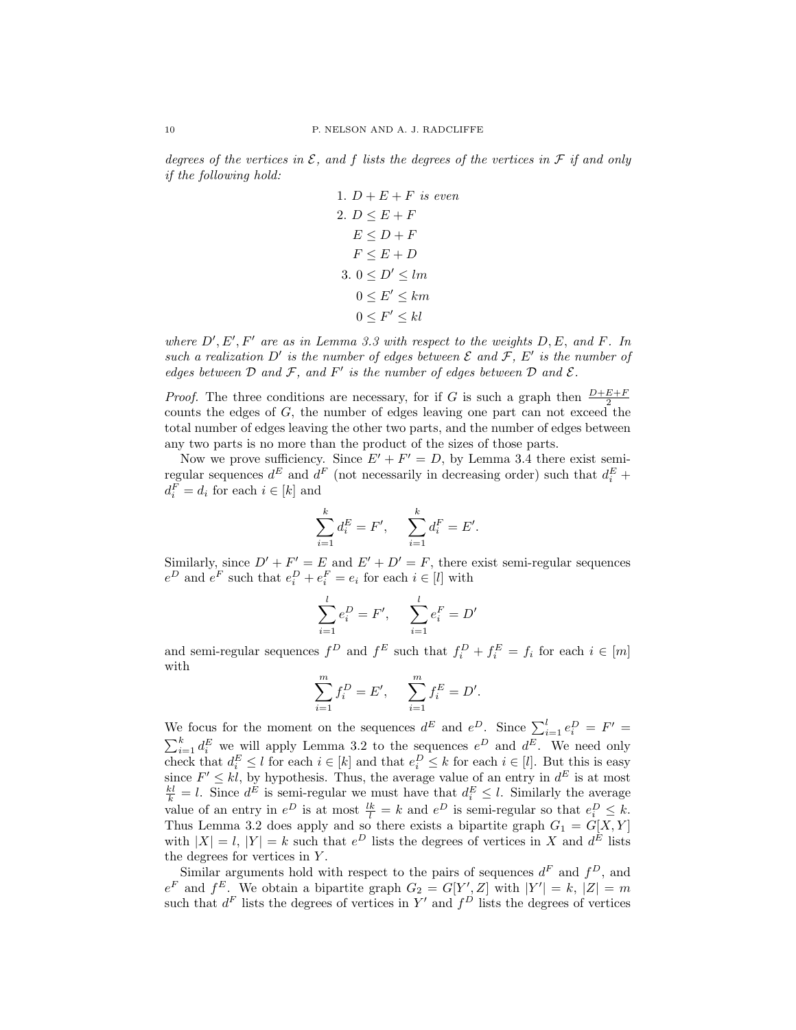*degrees of the vertices in $\mathcal{E}$, and $f$ lists the degrees of the vertices in $\mathcal{F}$ if and only if the following hold:*

$$
\begin{aligned}
&1.\ D + E + F \text{ is even}\\
&2.\ D \leq E + F\\
&\quad\ E \leq D + F\\
&\quad\ F \leq E + D\\
&3.\ 0 \leq D' \leq lm\\
&\quad\ 0 \leq E' \leq km\\
&\quad\ 0 \leq F' \leq kl
\end{aligned}
$$

*where $D', E', F'$ are as in Lemma 3.3 with respect to the weights $D, E,$ and $F$. In such a realization $D'$ is the number of edges between $\mathcal{E}$ and $\mathcal{F}$, $E'$ is the number of edges between $\mathcal{D}$ and $\mathcal{F}$, and $F'$ is the number of edges between $\mathcal{D}$ and $\mathcal{E}$.*

*Proof.* The three conditions are necessary, for if $G$ is such a graph then $\frac{D+E+F}{2}$ counts the edges of $G$, the number of edges leaving one part can not exceed the total number of edges leaving the other two parts, and the number of edges between any two parts is no more than the product of the sizes of those parts.

Now we prove sufficiency. Since $E' + F' = D$, by Lemma 3.4 there exist semi-regular sequences $d^E$ and $d^F$ (not necessarily in decreasing order) such that $d_i^E + d_i^F = d_i$ for each $i \in [k]$ and

$$\sum_{i=1}^{k} d_i^E = F', \quad \sum_{i=1}^{k} d_i^F = E'.$$

Similarly, since $D' + F' = E$ and $E' + D' = F$, there exist semi-regular sequences $e^D$ and $e^F$ such that $e_i^D + e_i^F = e_i$ for each $i \in [l]$ with

$$\sum_{i=1}^{l} e_i^D = F', \quad \sum_{i=1}^{l} e_i^F = D'$$

and semi-regular sequences $f^D$ and $f^E$ such that $f_i^D + f_i^E = f_i$ for each $i \in [m]$ with

$$\sum_{i=1}^{m} f_i^D = E', \quad \sum_{i=1}^{m} f_i^E = D'.$$

We focus for the moment on the sequences $d^E$ and $e^D$. Since $\sum_{i=1}^{l} e_i^D = F' = \sum_{i=1}^{k} d_i^E$ we will apply Lemma 3.2 to the sequences $e^D$ and $d^E$. We need only check that $d_i^E \leq l$ for each $i \in [k]$ and that $e_i^D \leq k$ for each $i \in [l]$. But this is easy since $F' \leq kl$, by hypothesis. Thus, the average value of an entry in $d^E$ is at most $\frac{kl}{k} = l$. Since $d^E$ is semi-regular we must have that $d_i^E \leq l$. Similarly the average value of an entry in $e^D$ is at most $\frac{lk}{l} = k$ and $e^D$ is semi-regular so that $e_i^D \leq k$. Thus Lemma 3.2 does apply and so there exists a bipartite graph $G_1 = G[X, Y]$ with $|X| = l$, $|Y| = k$ such that $e^D$ lists the degrees of vertices in $X$ and $d^E$ lists the degrees for vertices in $Y$.

Similar arguments hold with respect to the pairs of sequences $d^F$ and $f^D$, and $e^F$ and $f^E$. We obtain a bipartite graph $G_2 = G[Y', Z]$ with $|Y'| = k$, $|Z| = m$ such that $d^F$ lists the degrees of vertices in $Y'$ and $f^D$ lists the degrees of vertices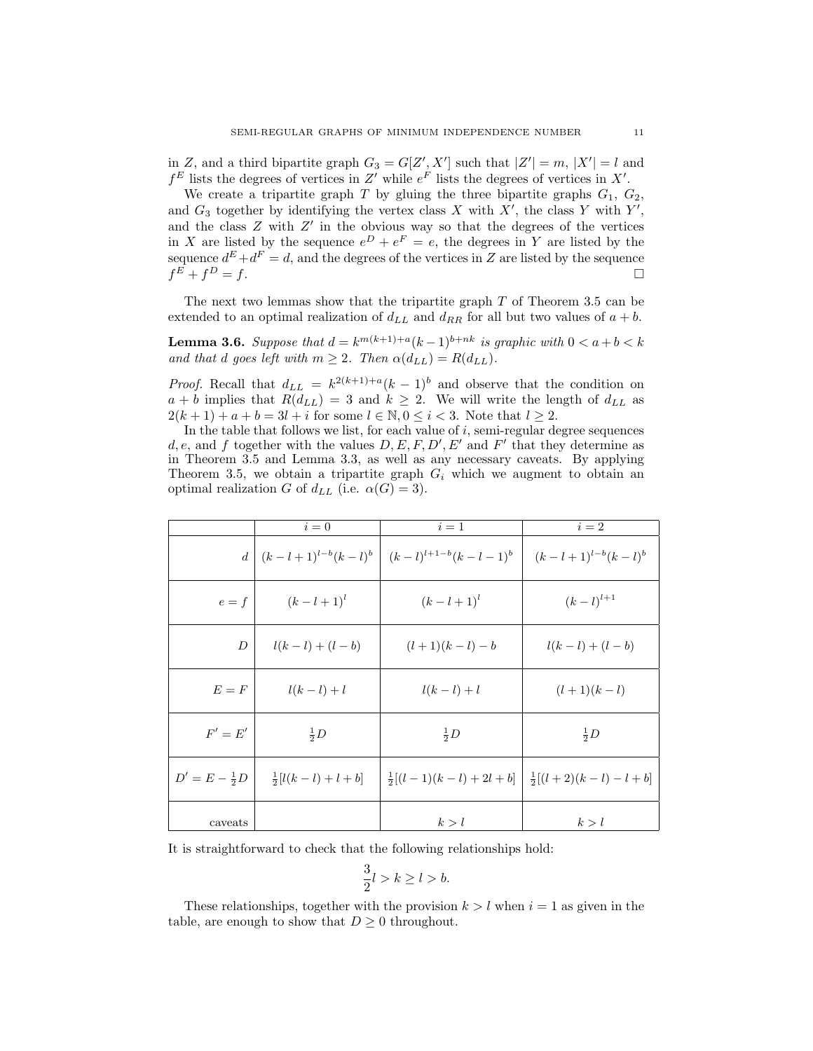in $Z$, and a third bipartite graph $G_3 = G[Z', X']$ such that $|Z'| = m$, $|X'| = l$ and $f^E$ lists the degrees of vertices in $Z'$ while $e^F$ lists the degrees of vertices in $X'$.

We create a tripartite graph $T$ by gluing the three bipartite graphs $G_1$, $G_2$, and $G_3$ together by identifying the vertex class $X$ with $X'$, the class $Y$ with $Y'$, and the class $Z$ with $Z'$ in the obvious way so that the degrees of the vertices in $X$ are listed by the sequence $e^D + e^F = e$, the degrees in $Y$ are listed by the sequence $d^E + d^F = d$, and the degrees of the vertices in $Z$ are listed by the sequence $f^E + f^D = f$. □

The next two lemmas show that the tripartite graph $T$ of Theorem 3.5 can be extended to an optimal realization of $d_{LL}$ and $d_{RR}$ for all but two values of $a+b$.

**Lemma 3.6.** *Suppose that $d = k^{m(k+1)+a}(k-1)^{b+nk}$ is graphic with $0 < a+b < k$ and that $d$ goes left with $m \geq 2$. Then $\alpha(d_{LL}) = R(d_{LL})$.*

*Proof.* Recall that $d_{LL} = k^{2(k+1)+a}(k-1)^b$ and observe that the condition on $a+b$ implies that $R(d_{LL}) = 3$ and $k \geq 2$. We will write the length of $d_{LL}$ as $2(k+1)+a+b = 3l+i$ for some $l \in \mathbb{N}, 0 \leq i < 3$. Note that $l \geq 2$.

In the table that follows we list, for each value of $i$, semi-regular degree sequences $d, e,$ and $f$ together with the values $D, E, F, D', E'$ and $F'$ that they determine as in Theorem 3.5 and Lemma 3.3, as well as any necessary caveats. By applying Theorem 3.5, we obtain a tripartite graph $G_i$ which we augment to obtain an optimal realization $G$ of $d_{LL}$ (i.e. $\alpha(G) = 3$).

| | $i = 0$ | $i = 1$ | $i = 2$ |
|---|---|---|---|
| $d$ | $(k-l+1)^{l-b}(k-l)^b$ | $(k-l)^{l+1-b}(k-l-1)^b$ | $(k-l+1)^{l-b}(k-l)^b$ |
| $e = f$ | $(k-l+1)^l$ | $(k-l+1)^l$ | $(k-l)^{l+1}$ |
| $D$ | $l(k-l)+(l-b)$ | $(l+1)(k-l)-b$ | $l(k-l)+(l-b)$ |
| $E = F$ | $l(k-l)+l$ | $l(k-l)+l$ | $(l+1)(k-l)$ |
| $F' = E'$ | $\frac{1}{2}D$ | $\frac{1}{2}D$ | $\frac{1}{2}D$ |
| $D' = E - \frac{1}{2}D$ | $\frac{1}{2}[l(k-l)+l+b]$ | $\frac{1}{2}[(l-1)(k-l)+2l+b]$ | $\frac{1}{2}[(l+2)(k-l)-l+b]$ |
| caveats | | $k > l$ | $k > l$ |

It is straightforward to check that the following relationships hold:

$$\frac{3}{2}l > k \geq l > b.$$

These relationships, together with the provision $k > l$ when $i = 1$ as given in the table, are enough to show that $D \geq 0$ throughout.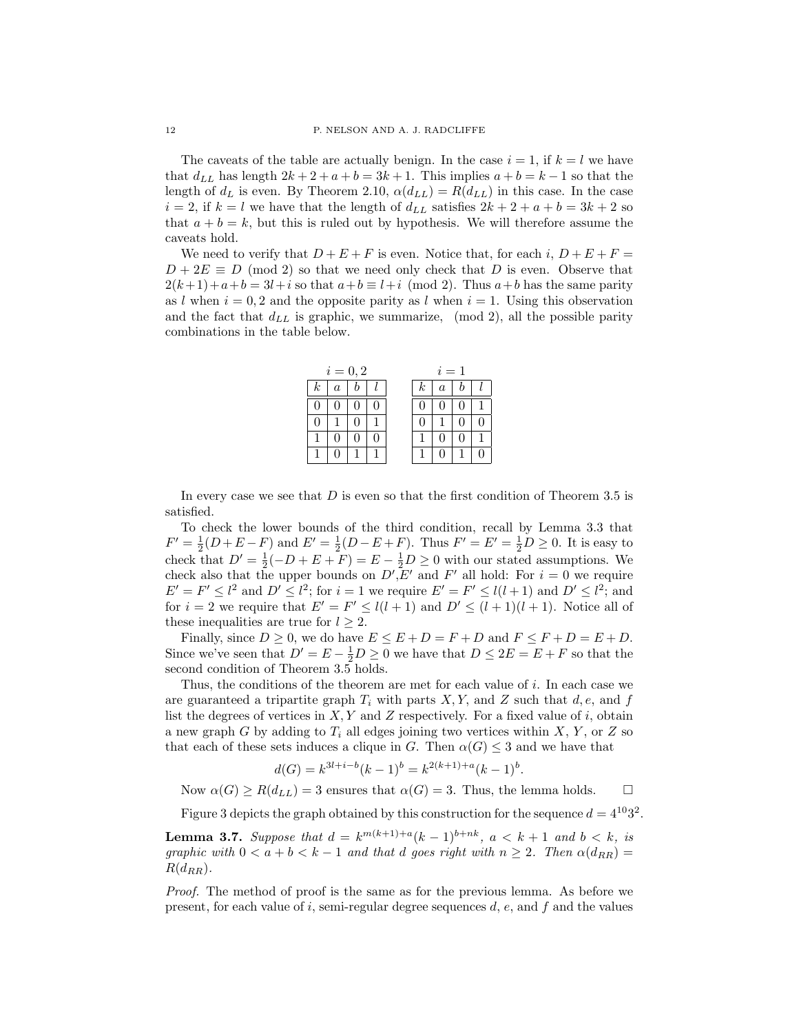The caveats of the table are actually benign. In the case $i = 1$, if $k = l$ we have that $d_{LL}$ has length $2k + 2 + a + b = 3k + 1$. This implies $a + b = k - 1$ so that the length of $d_L$ is even. By Theorem 2.10, $\alpha(d_{LL}) = R(d_{LL})$ in this case. In the case $i = 2$, if $k = l$ we have that the length of $d_{LL}$ satisfies $2k + 2 + a + b = 3k + 2$ so that $a + b = k$, but this is ruled out by hypothesis. We will therefore assume the caveats hold.

We need to verify that $D + E + F$ is even. Notice that, for each $i$, $D + E + F = D + 2E \equiv D \pmod 2$ so that we need only check that $D$ is even. Observe that $2(k+1) + a + b = 3l + i$ so that $a + b \equiv l + i \pmod 2$. Thus $a + b$ has the same parity as $l$ when $i = 0, 2$ and the opposite parity as $l$ when $i = 1$. Using this observation and the fact that $d_{LL}$ is graphic, we summarize, $\pmod 2$, all the possible parity combinations in the table below.

$i = 0, 2$

| $k$ | $a$ | $b$ | $l$ |
|---|---|---|---|
| 0 | 0 | 0 | 0 |
| 0 | 1 | 0 | 1 |
| 1 | 0 | 0 | 0 |
| 1 | 0 | 1 | 1 |

$i = 1$

| $k$ | $a$ | $b$ | $l$ |
|---|---|---|---|
| 0 | 0 | 0 | 1 |
| 0 | 1 | 0 | 0 |
| 1 | 0 | 0 | 1 |
| 1 | 0 | 1 | 0 |

In every case we see that $D$ is even so that the first condition of Theorem 3.5 is satisfied.

To check the lower bounds of the third condition, recall by Lemma 3.3 that $F' = \frac{1}{2}(D + E - F)$ and $E' = \frac{1}{2}(D - E + F)$. Thus $F' = E' = \frac{1}{2}D \geq 0$. It is easy to check that $D' = \frac{1}{2}(-D + E + F) = E - \frac{1}{2}D \geq 0$ with our stated assumptions. We check also that the upper bounds on $D'$,$E'$ and $F'$ all hold: For $i = 0$ we require $E' = F' \leq l^2$ and $D' \leq l^2$; for $i = 1$ we require $E' = F' \leq l(l + 1)$ and $D' \leq l^2$; and for $i = 2$ we require that $E' = F' \leq l(l + 1)$ and $D' \leq (l + 1)(l + 1)$. Notice all of these inequalities are true for $l \geq 2$.

Finally, since $D \geq 0$, we do have $E \leq E + D = F + D$ and $F \leq F + D = E + D$. Since we've seen that $D' = E - \frac{1}{2}D \geq 0$ we have that $D \leq 2E = E + F$ so that the second condition of Theorem 3.5 holds.

Thus, the conditions of the theorem are met for each value of $i$. In each case we are guaranteed a tripartite graph $T_i$ with parts $X, Y$, and $Z$ such that $d, e$, and $f$ list the degrees of vertices in $X, Y$ and $Z$ respectively. For a fixed value of $i$, obtain a new graph $G$ by adding to $T_i$ all edges joining two vertices within $X$, $Y$, or $Z$ so that each of these sets induces a clique in $G$. Then $\alpha(G) \leq 3$ and we have that

$$d(G) = k^{3l+i-b}(k - 1)^b = k^{2(k+1)+a}(k - 1)^b.$$

Now $\alpha(G) \geq R(d_{LL}) = 3$ ensures that $\alpha(G) = 3$. Thus, the lemma holds. $\square$

Figure 3 depicts the graph obtained by this construction for the sequence $d = 4^{10}3^2$.

**Lemma 3.7.** *Suppose that* $d = k^{m(k+1)+a}(k - 1)^{b+nk}$, $a < k + 1$ *and* $b < k$, *is graphic with* $0 < a + b < k - 1$ *and that* $d$ *goes right with* $n \geq 2$. *Then* $\alpha(d_{RR}) = R(d_{RR})$.

*Proof.* The method of proof is the same as for the previous lemma. As before we present, for each value of $i$, semi-regular degree sequences $d$, $e$, and $f$ and the values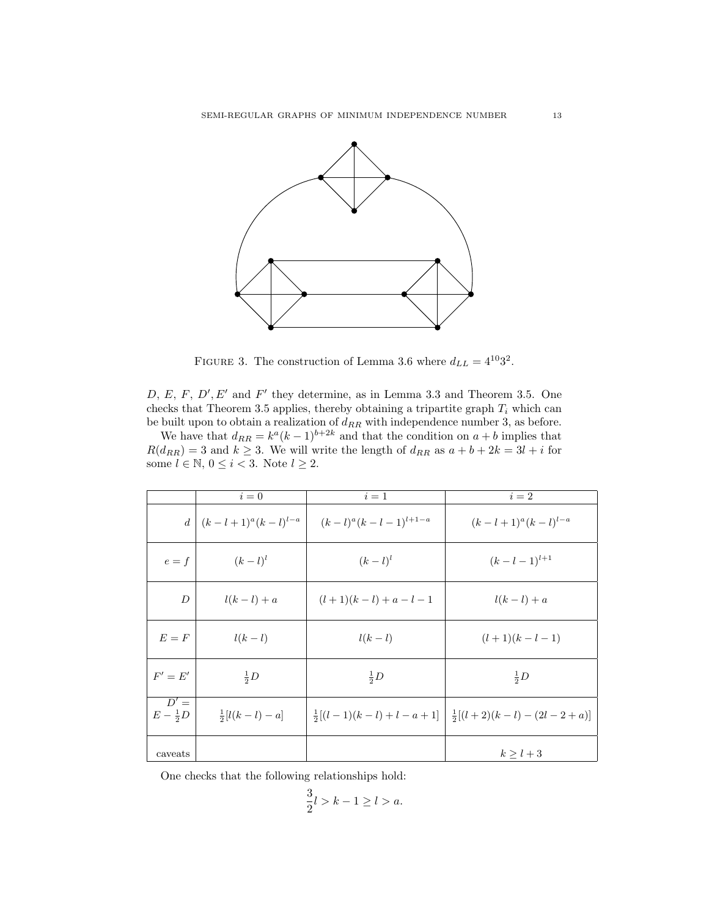FIGURE 3. The construction of Lemma 3.6 where $d_{LL} = 4^{10}3^2$.

$D$, $E$, $F$, $D', E'$ and $F'$ they determine, as in Lemma 3.3 and Theorem 3.5. One checks that Theorem 3.5 applies, thereby obtaining a tripartite graph $T_i$ which can be built upon to obtain a realization of $d_{RR}$ with independence number 3, as before.

We have that $d_{RR} = k^a(k-1)^{b+2k}$ and that the condition on $a+b$ implies that $R(d_{RR}) = 3$ and $k \geq 3$. We will write the length of $d_{RR}$ as $a+b+2k = 3l+i$ for some $l \in \mathbb{N}$, $0 \leq i < 3$. Note $l \geq 2$.

| | $i=0$ | $i=1$ | $i=2$ |
|---|---|---|---|
| $d$ | $(k-l+1)^a(k-l)^{l-a}$ | $(k-l)^a(k-l-1)^{l+1-a}$ | $(k-l+1)^a(k-l)^{l-a}$ |
| $e=f$ | $(k-l)^l$ | $(k-l)^l$ | $(k-l-1)^{l+1}$ |
| $D$ | $l(k-l)+a$ | $(l+1)(k-l)+a-l-1$ | $l(k-l)+a$ |
| $E=F$ | $l(k-l)$ | $l(k-l)$ | $(l+1)(k-l-1)$ |
| $F'=E'$ | $\frac{1}{2}D$ | $\frac{1}{2}D$ | $\frac{1}{2}D$ |
| $D' = E - \frac{1}{2}D$ | $\frac{1}{2}[l(k-l)-a]$ | $\frac{1}{2}[(l-1)(k-l)+l-a+1]$ | $\frac{1}{2}[(l+2)(k-l)-(2l-2+a)]$ |
| caveats | | | $k \geq l+3$ |

One checks that the following relationships hold:

$$\frac{3}{2}l > k-1 \geq l > a.$$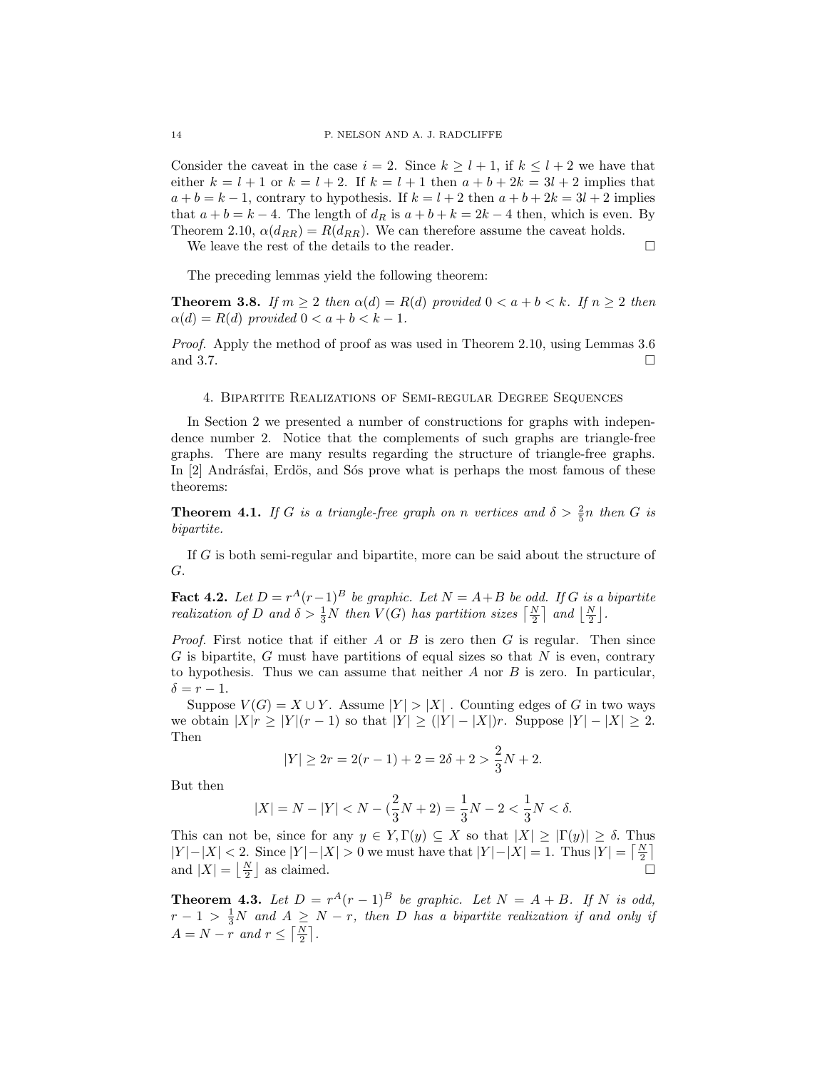Consider the caveat in the case $i = 2$. Since $k \geq l + 1$, if $k \leq l + 2$ we have that either $k = l + 1$ or $k = l + 2$. If $k = l + 1$ then $a + b + 2k = 3l + 2$ implies that $a + b = k - 1$, contrary to hypothesis. If $k = l + 2$ then $a + b + 2k = 3l + 2$ implies that $a + b = k - 4$. The length of $d_R$ is $a + b + k = 2k - 4$ then, which is even. By Theorem 2.10, $\alpha(d_{RR}) = R(d_{RR})$. We can therefore assume the caveat holds.

We leave the rest of the details to the reader. □

The preceding lemmas yield the following theorem:

**Theorem 3.8.** *If $m \geq 2$ then $\alpha(d) = R(d)$ provided $0 < a + b < k$. If $n \geq 2$ then $\alpha(d) = R(d)$ provided $0 < a + b < k - 1$.*

*Proof.* Apply the method of proof as was used in Theorem 2.10, using Lemmas 3.6 and 3.7. □

## 4. Bipartite Realizations of Semi-regular Degree Sequences

In Section 2 we presented a number of constructions for graphs with independence number 2. Notice that the complements of such graphs are triangle-free graphs. There are many results regarding the structure of triangle-free graphs. In [2] Andrásfai, Erdös, and Sós prove what is perhaps the most famous of these theorems:

**Theorem 4.1.** *If $G$ is a triangle-free graph on $n$ vertices and $\delta > \frac{2}{5}n$ then $G$ is bipartite.*

If $G$ is both semi-regular and bipartite, more can be said about the structure of $G$.

**Fact 4.2.** *Let $D = r^A(r-1)^B$ be graphic. Let $N = A+B$ be odd. If $G$ is a bipartite realization of $D$ and $\delta > \frac{1}{3}N$ then $V(G)$ has partition sizes $\lceil \frac{N}{2} \rceil$ and $\lfloor \frac{N}{2} \rfloor$.*

*Proof.* First notice that if either $A$ or $B$ is zero then $G$ is regular. Then since $G$ is bipartite, $G$ must have partitions of equal sizes so that $N$ is even, contrary to hypothesis. Thus we can assume that neither $A$ nor $B$ is zero. In particular, $\delta = r - 1$.

Suppose $V(G) = X \cup Y$. Assume $|Y| > |X|$ . Counting edges of $G$ in two ways we obtain $|X|r \geq |Y|(r-1)$ so that $|Y| \geq (|Y| - |X|)r$. Suppose $|Y| - |X| \geq 2$. Then

$$|Y| \geq 2r = 2(r-1) + 2 = 2\delta + 2 > \frac{2}{3}N + 2.$$

But then

$$|X| = N - |Y| < N - (\frac{2}{3}N + 2) = \frac{1}{3}N - 2 < \frac{1}{3}N < \delta.$$

This can not be, since for any $y \in Y, \Gamma(y) \subseteq X$ so that $|X| \geq |\Gamma(y)| \geq \delta$. Thus $|Y| - |X| < 2$. Since $|Y| - |X| > 0$ we must have that $|Y| - |X| = 1$. Thus $|Y| = \lceil \frac{N}{2} \rceil$ and $|X| = \lfloor \frac{N}{2} \rfloor$ as claimed. □

**Theorem 4.3.** *Let $D = r^A(r-1)^B$ be graphic. Let $N = A + B$. If $N$ is odd, $r - 1 > \frac{1}{3}N$ and $A \geq N - r$, then $D$ has a bipartite realization if and only if $A = N - r$ and $r \leq \lceil \frac{N}{2} \rceil$.*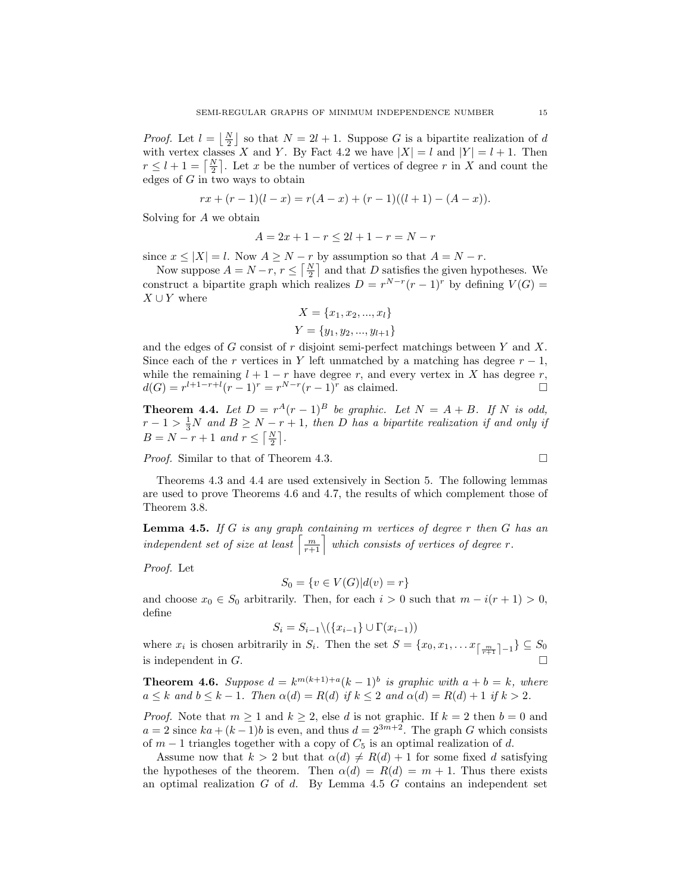*Proof.* Let $l = \left\lfloor \frac{N}{2} \right\rfloor$ so that $N = 2l+1$. Suppose $G$ is a bipartite realization of $d$ with vertex classes $X$ and $Y$. By Fact 4.2 we have $|X| = l$ and $|Y| = l+1$. Then $r \leq l+1 = \left\lceil \frac{N}{2} \right\rceil$. Let $x$ be the number of vertices of degree $r$ in $X$ and count the edges of $G$ in two ways to obtain

$$rx + (r-1)(l-x) = r(A-x) + (r-1)((l+1)-(A-x)).$$

Solving for $A$ we obtain

$$A = 2x + 1 - r \leq 2l + 1 - r = N - r$$

since $x \leq |X| = l$. Now $A \geq N - r$ by assumption so that $A = N - r$.

Now suppose $A = N-r$, $r \leq \left\lceil \frac{N}{2} \right\rceil$ and that $D$ satisfies the given hypotheses. We construct a bipartite graph which realizes $D = r^{N-r}(r-1)^r$ by defining $V(G) = X \cup Y$ where

$$X = \{x_1, x_2, ..., x_l\}$$
$$Y = \{y_1, y_2, ..., y_{l+1}\}$$

and the edges of $G$ consist of $r$ disjoint semi-perfect matchings between $Y$ and $X$. Since each of the $r$ vertices in $Y$ left unmatched by a matching has degree $r-1$, while the remaining $l+1-r$ have degree $r$, and every vertex in $X$ has degree $r$, $d(G) = r^{l+1-r+l}(r-1)^r = r^{N-r}(r-1)^r$ as claimed. $\square$

**Theorem 4.4.** *Let $D = r^A(r-1)^B$ be graphic. Let $N = A + B$. If $N$ is odd, $r - 1 > \frac{1}{3}N$ and $B \geq N - r + 1$, then $D$ has a bipartite realization if and only if $B = N - r + 1$ and $r \leq \left\lceil \frac{N}{2} \right\rceil$.*

*Proof.* Similar to that of Theorem 4.3. $\square$

Theorems 4.3 and 4.4 are used extensively in Section 5. The following lemmas are used to prove Theorems 4.6 and 4.7, the results of which complement those of Theorem 3.8.

**Lemma 4.5.** *If $G$ is any graph containing $m$ vertices of degree $r$ then $G$ has an independent set of size at least $\left\lceil \frac{m}{r+1} \right\rceil$ which consists of vertices of degree $r$.*

*Proof.* Let

$$S_0 = \{v \in V(G) | d(v) = r\}$$

and choose $x_0 \in S_0$ arbitrarily. Then, for each $i > 0$ such that $m - i(r+1) > 0$, define

$$S_i = S_{i-1} \backslash (\{x_{i-1}\} \cup \Gamma(x_{i-1}))$$

where $x_i$ is chosen arbitrarily in $S_i$. Then the set $S = \{x_0, x_1, \ldots x_{\lceil \frac{m}{r+1} \rceil - 1}\} \subseteq S_0$ is independent in $G$. $\square$

**Theorem 4.6.** *Suppose $d = k^{m(k+1)+a}(k-1)^b$ is graphic with $a + b = k$, where $a \leq k$ and $b \leq k-1$. Then $\alpha(d) = R(d)$ if $k \leq 2$ and $\alpha(d) = R(d) + 1$ if $k > 2$.*

*Proof.* Note that $m \geq 1$ and $k \geq 2$, else $d$ is not graphic. If $k = 2$ then $b = 0$ and $a = 2$ since $ka + (k-1)b$ is even, and thus $d = 2^{3m+2}$. The graph $G$ which consists of $m-1$ triangles together with a copy of $C_5$ is an optimal realization of $d$.

Assume now that $k > 2$ but that $\alpha(d) \neq R(d) + 1$ for some fixed $d$ satisfying the hypotheses of the theorem. Then $\alpha(d) = R(d) = m + 1$. Thus there exists an optimal realization $G$ of $d$. By Lemma 4.5 $G$ contains an independent set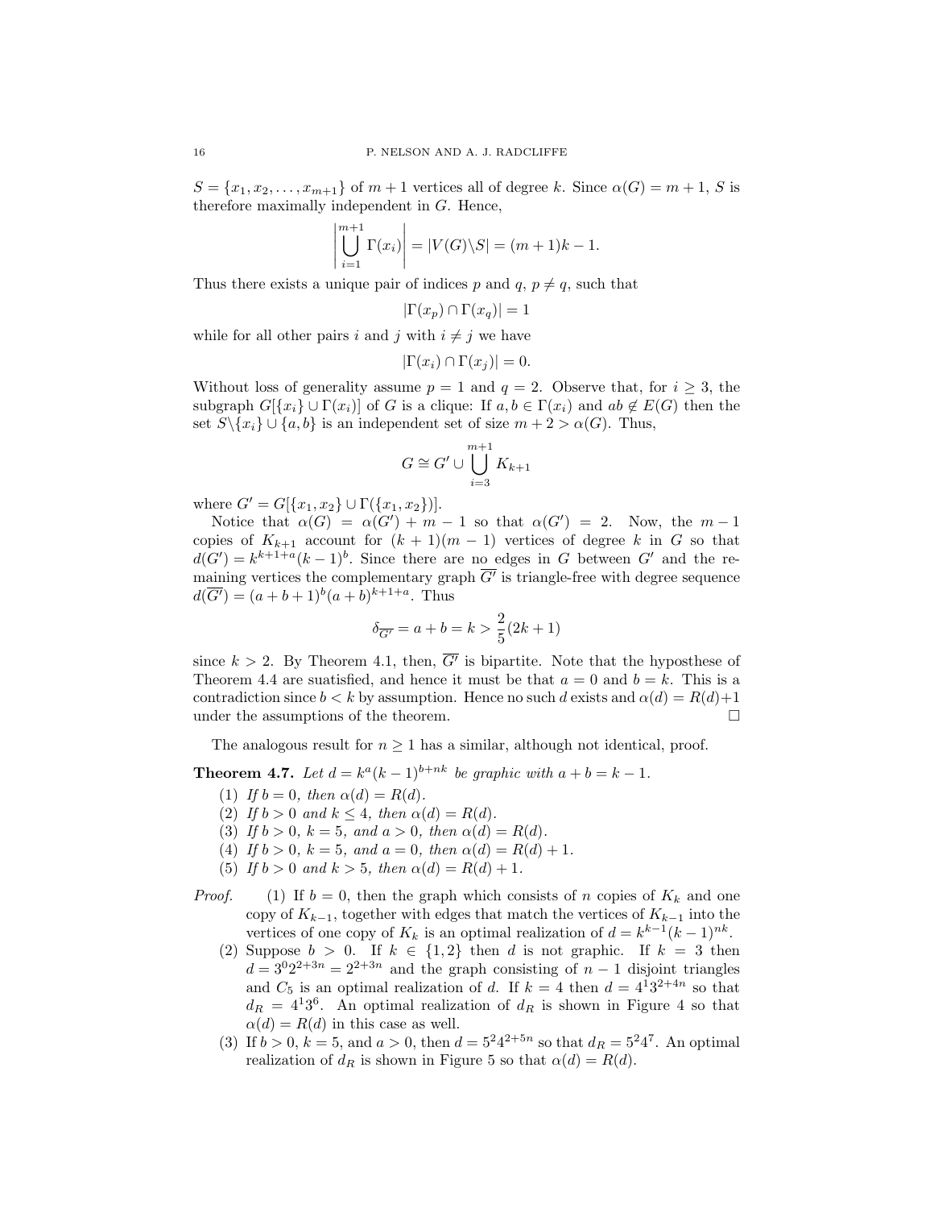$S = \{x_1, x_2, \ldots, x_{m+1}\}$ of $m+1$ vertices all of degree $k$. Since $\alpha(G) = m+1$, $S$ is therefore maximally independent in $G$. Hence,

$$\left| \bigcup_{i=1}^{m+1} \Gamma(x_i) \right| = |V(G) \backslash S| = (m+1)k - 1.$$

Thus there exists a unique pair of indices $p$ and $q$, $p \neq q$, such that

$$|\Gamma(x_p) \cap \Gamma(x_q)| = 1$$

while for all other pairs $i$ and $j$ with $i \neq j$ we have

$$|\Gamma(x_i) \cap \Gamma(x_j)| = 0.$$

Without loss of generality assume $p = 1$ and $q = 2$. Observe that, for $i \geq 3$, the subgraph $G[\{x_i\} \cup \Gamma(x_i)]$ of $G$ is a clique: If $a, b \in \Gamma(x_i)$ and $ab \notin E(G)$ then the set $S \backslash \{x_i\} \cup \{a, b\}$ is an independent set of size $m+2 > \alpha(G)$. Thus,

$$G \cong G' \cup \bigcup_{i=3}^{m+1} K_{k+1}$$

where $G' = G[\{x_1, x_2\} \cup \Gamma(\{x_1, x_2\})]$.

Notice that $\alpha(G) = \alpha(G') + m - 1$ so that $\alpha(G') = 2$. Now, the $m-1$ copies of $K_{k+1}$ account for $(k+1)(m-1)$ vertices of degree $k$ in $G$ so that $d(G') = k^{k+1+a}(k-1)^b$. Since there are no edges in $G$ between $G'$ and the remaining vertices the complementary graph $\overline{G'}$ is triangle-free with degree sequence $d(\overline{G'}) = (a+b+1)^b(a+b)^{k+1+a}$. Thus

$$\delta_{\overline{G'}} = a + b = k > \frac{2}{5}(2k+1)$$

since $k > 2$. By Theorem 4.1, then, $\overline{G'}$ is bipartite. Note that the hyposthese of Theorem 4.4 are suatisfied, and hence it must be that $a = 0$ and $b = k$. This is a contradiction since $b < k$ by assumption. Hence no such $d$ exists and $\alpha(d) = R(d)+1$ under the assumptions of the theorem. $\square$

The analogous result for $n \geq 1$ has a similar, although not identical, proof.

**Theorem 4.7.** *Let $d = k^a(k-1)^{b+nk}$ be graphic with $a + b = k - 1$.*

1. *If $b = 0$, then $\alpha(d) = R(d)$.*
2. *If $b > 0$ and $k \leq 4$, then $\alpha(d) = R(d)$.*
3. *If $b > 0$, $k = 5$, and $a > 0$, then $\alpha(d) = R(d)$.*
4. *If $b > 0$, $k = 5$, and $a = 0$, then $\alpha(d) = R(d) + 1$.*
5. *If $b > 0$ and $k > 5$, then $\alpha(d) = R(d) + 1$.*

*Proof.*

1. If $b = 0$, then the graph which consists of $n$ copies of $K_k$ and one copy of $K_{k-1}$, together with edges that match the vertices of $K_{k-1}$ into the vertices of one copy of $K_k$ is an optimal realization of $d = k^{k-1}(k-1)^{nk}$.
2. Suppose $b > 0$. If $k \in \{1, 2\}$ then $d$ is not graphic. If $k = 3$ then $d = 3^0 2^{2+3n} = 2^{2+3n}$ and the graph consisting of $n-1$ disjoint triangles and $C_5$ is an optimal realization of $d$. If $k = 4$ then $d = 4^1 3^{2+4n}$ so that $d_R = 4^1 3^6$. An optimal realization of $d_R$ is shown in Figure 4 so that $\alpha(d) = R(d)$ in this case as well.
3. If $b > 0$, $k = 5$, and $a > 0$, then $d = 5^2 4^{2+5n}$ so that $d_R = 5^2 4^7$. An optimal realization of $d_R$ is shown in Figure 5 so that $\alpha(d) = R(d)$.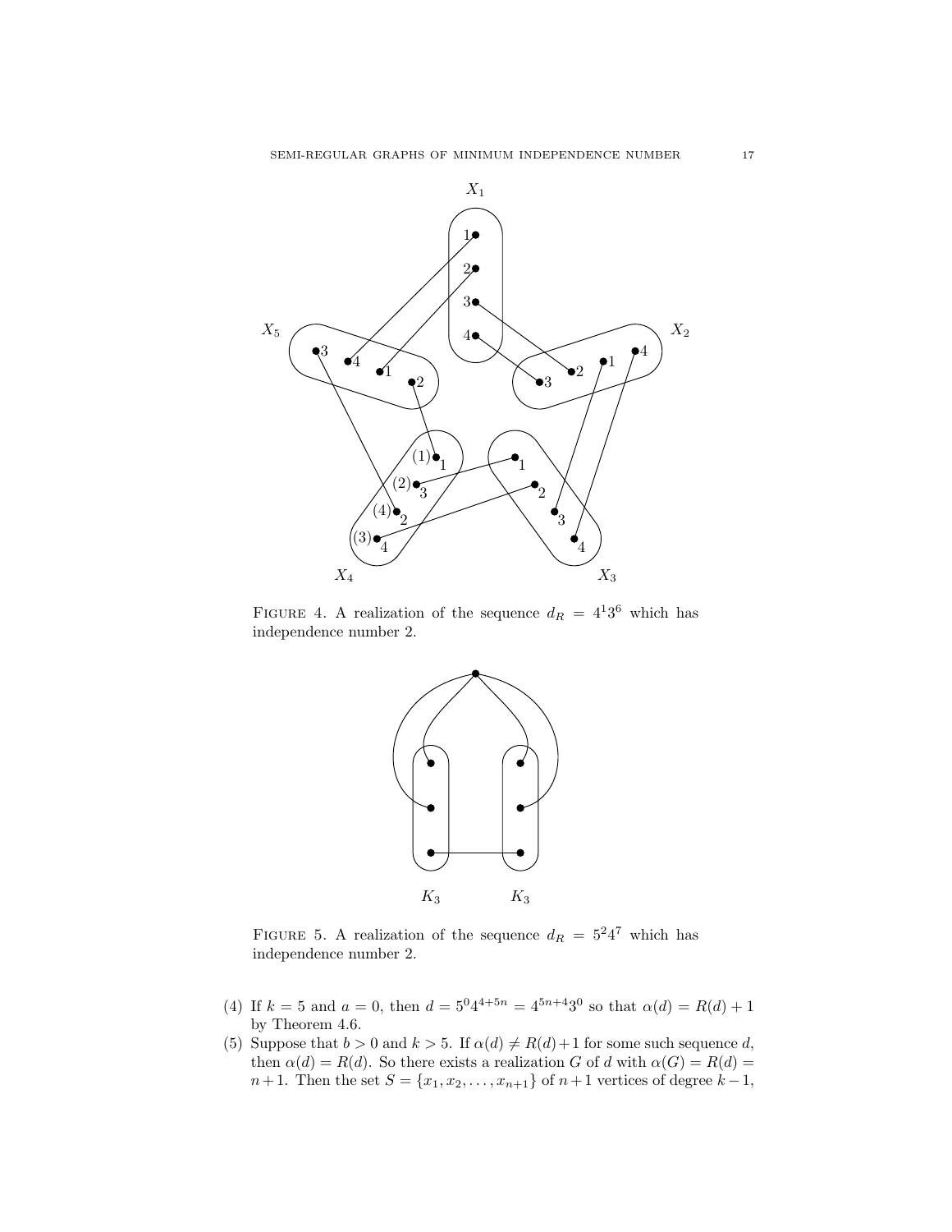FIGURE 4. A realization of the sequence $d_R = 4^1 3^6$ which has independence number 2.

FIGURE 5. A realization of the sequence $d_R = 5^2 4^7$ which has independence number 2.

(4) If $k = 5$ and $a = 0$, then $d = 5^0 4^{4+5n} = 4^{5n+4} 3^0$ so that $\alpha(d) = R(d) + 1$ by Theorem 4.6.

(5) Suppose that $b > 0$ and $k > 5$. If $\alpha(d) \neq R(d)+1$ for some such sequence $d$, then $\alpha(d) = R(d)$. So there exists a realization $G$ of $d$ with $\alpha(G) = R(d) = n+1$. Then the set $S = \{x_1, x_2, \ldots, x_{n+1}\}$ of $n+1$ vertices of degree $k-1$,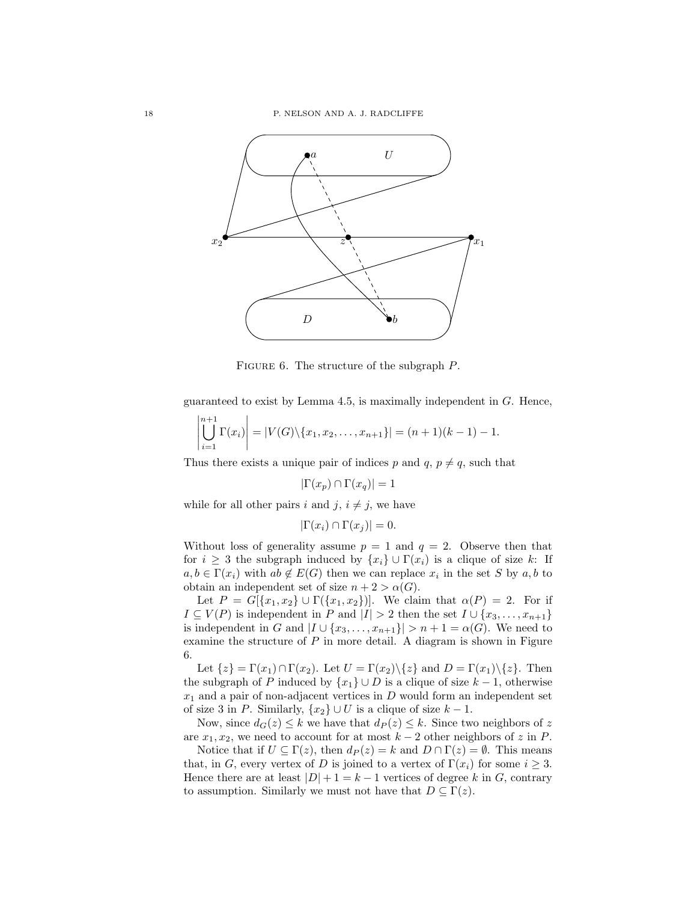a

U

$x_2$

z

$x_1$

D

b

FIGURE 6. The structure of the subgraph $P$.

guaranteed to exist by Lemma 4.5, is maximally independent in $G$. Hence,

$$\left|\bigcup_{i=1}^{n+1} \Gamma(x_i)\right| = |V(G)\backslash\{x_1, x_2, \ldots, x_{n+1}\}| = (n+1)(k-1) - 1.$$

Thus there exists a unique pair of indices $p$ and $q$, $p \neq q$, such that

$$|\Gamma(x_p) \cap \Gamma(x_q)| = 1$$

while for all other pairs $i$ and $j$, $i \neq j$, we have

$$|\Gamma(x_i) \cap \Gamma(x_j)| = 0.$$

Without loss of generality assume $p = 1$ and $q = 2$. Observe then that for $i \geq 3$ the subgraph induced by $\{x_i\} \cup \Gamma(x_i)$ is a clique of size $k$: If $a, b \in \Gamma(x_i)$ with $ab \notin E(G)$ then we can replace $x_i$ in the set $S$ by $a, b$ to obtain an independent set of size $n + 2 > \alpha(G)$.

Let $P = G[\{x_1, x_2\} \cup \Gamma(\{x_1, x_2\})]$. We claim that $\alpha(P) = 2$. For if $I \subseteq V(P)$ is independent in $P$ and $|I| > 2$ then the set $I \cup \{x_3, \ldots, x_{n+1}\}$ is independent in $G$ and $|I \cup \{x_3, \ldots, x_{n+1}\}| > n + 1 = \alpha(G)$. We need to examine the structure of $P$ in more detail. A diagram is shown in Figure 6.

Let $\{z\} = \Gamma(x_1) \cap \Gamma(x_2)$. Let $U = \Gamma(x_2)\backslash\{z\}$ and $D = \Gamma(x_1)\backslash\{z\}$. Then the subgraph of $P$ induced by $\{x_1\} \cup D$ is a clique of size $k - 1$, otherwise $x_1$ and a pair of non-adjacent vertices in $D$ would form an independent set of size 3 in $P$. Similarly, $\{x_2\} \cup U$ is a clique of size $k - 1$.

Now, since $d_G(z) \leq k$ we have that $d_P(z) \leq k$. Since two neighbors of $z$ are $x_1, x_2$, we need to account for at most $k - 2$ other neighbors of $z$ in $P$.

Notice that if $U \subseteq \Gamma(z)$, then $d_P(z) = k$ and $D \cap \Gamma(z) = \emptyset$. This means that, in $G$, every vertex of $D$ is joined to a vertex of $\Gamma(x_i)$ for some $i \geq 3$. Hence there are at least $|D| + 1 = k - 1$ vertices of degree $k$ in $G$, contrary to assumption. Similarly we must not have that $D \subseteq \Gamma(z)$.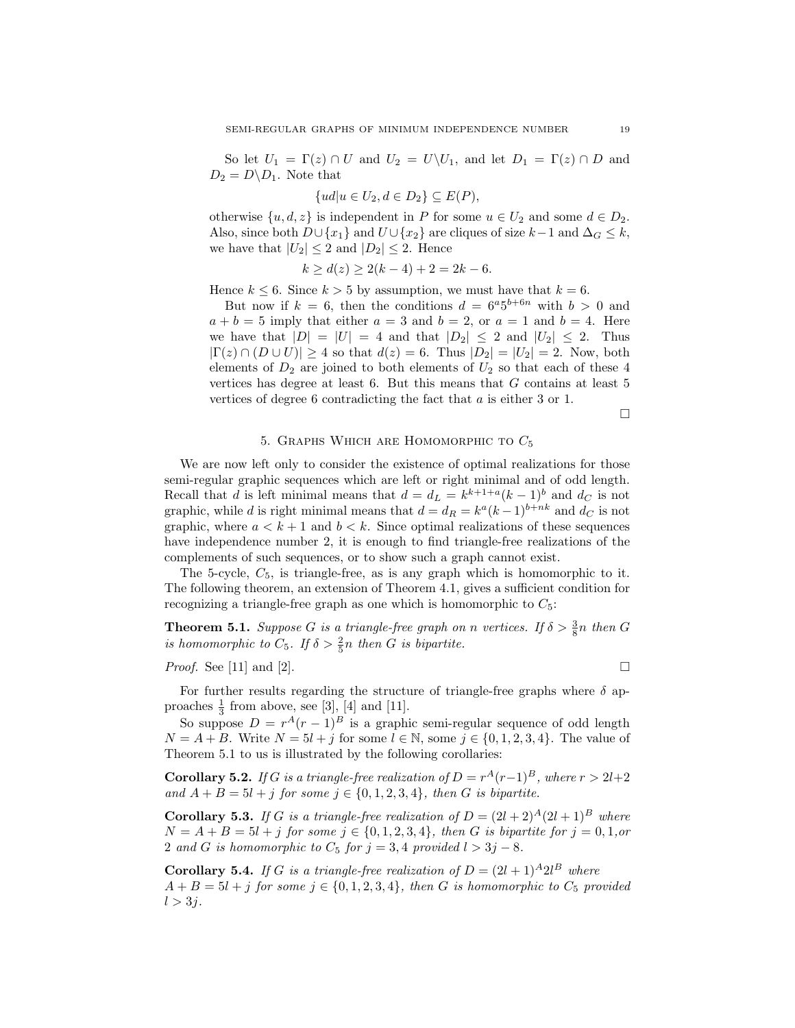So let $U_1 = \Gamma(z) \cap U$ and $U_2 = U \backslash U_1$, and let $D_1 = \Gamma(z) \cap D$ and $D_2 = D \backslash D_1$. Note that

$$\{ud | u \in U_2, d \in D_2\} \subseteq E(P),$$

otherwise $\{u, d, z\}$ is independent in $P$ for some $u \in U_2$ and some $d \in D_2$. Also, since both $D \cup \{x_1\}$ and $U \cup \{x_2\}$ are cliques of size $k-1$ and $\Delta_G \leq k$, we have that $|U_2| \leq 2$ and $|D_2| \leq 2$. Hence

$$k \geq d(z) \geq 2(k-4) + 2 = 2k - 6.$$

Hence $k \leq 6$. Since $k > 5$ by assumption, we must have that $k = 6$.

But now if $k = 6$, then the conditions $d = 6^a 5^{b+6n}$ with $b > 0$ and $a + b = 5$ imply that either $a = 3$ and $b = 2$, or $a = 1$ and $b = 4$. Here we have that $|D| = |U| = 4$ and that $|D_2| \leq 2$ and $|U_2| \leq 2$. Thus $|\Gamma(z) \cap (D \cup U)| \geq 4$ so that $d(z) = 6$. Thus $|D_2| = |U_2| = 2$. Now, both elements of $D_2$ are joined to both elements of $U_2$ so that each of these 4 vertices has degree at least 6. But this means that $G$ contains at least 5 vertices of degree 6 contradicting the fact that $a$ is either 3 or 1.

□

## 5. Graphs Which are Homomorphic to $C_5$

We are now left only to consider the existence of optimal realizations for those semi-regular graphic sequences which are left or right minimal and of odd length. Recall that $d$ is left minimal means that $d = d_L = k^{k+1+a}(k-1)^b$ and $d_C$ is not graphic, while $d$ is right minimal means that $d = d_R = k^a(k-1)^{b+nk}$ and $d_C$ is not graphic, where $a < k+1$ and $b < k$. Since optimal realizations of these sequences have independence number 2, it is enough to find triangle-free realizations of the complements of such sequences, or to show such a graph cannot exist.

The 5-cycle, $C_5$, is triangle-free, as is any graph which is homomorphic to it. The following theorem, an extension of Theorem 4.1, gives a sufficient condition for recognizing a triangle-free graph as one which is homomorphic to $C_5$:

**Theorem 5.1.** *Suppose $G$ is a triangle-free graph on $n$ vertices. If $\delta > \frac{3}{8}n$ then $G$ is homomorphic to $C_5$. If $\delta > \frac{2}{5}n$ then $G$ is bipartite.*

*Proof.* See [11] and [2]. □

For further results regarding the structure of triangle-free graphs where $\delta$ approaches $\frac{1}{3}$ from above, see [3], [4] and [11].

So suppose $D = r^A(r-1)^B$ is a graphic semi-regular sequence of odd length $N = A + B$. Write $N = 5l + j$ for some $l \in \mathbb{N}$, some $j \in \{0, 1, 2, 3, 4\}$. The value of Theorem 5.1 to us is illustrated by the following corollaries:

**Corollary 5.2.** *If $G$ is a triangle-free realization of $D = r^A(r-1)^B$, where $r > 2l+2$ and $A + B = 5l + j$ for some $j \in \{0, 1, 2, 3, 4\}$, then $G$ is bipartite.*

**Corollary 5.3.** *If $G$ is a triangle-free realization of $D = (2l+2)^A(2l+1)^B$ where $N = A + B = 5l + j$ for some $j \in \{0, 1, 2, 3, 4\}$, then $G$ is bipartite for $j = 0, 1,$ or $2$ and $G$ is homomorphic to $C_5$ for $j = 3, 4$ provided $l > 3j - 8$.*

**Corollary 5.4.** *If $G$ is a triangle-free realization of $D = (2l+1)^A 2l^B$ where $A + B = 5l + j$ for some $j \in \{0, 1, 2, 3, 4\}$, then $G$ is homomorphic to $C_5$ provided $l > 3j$.*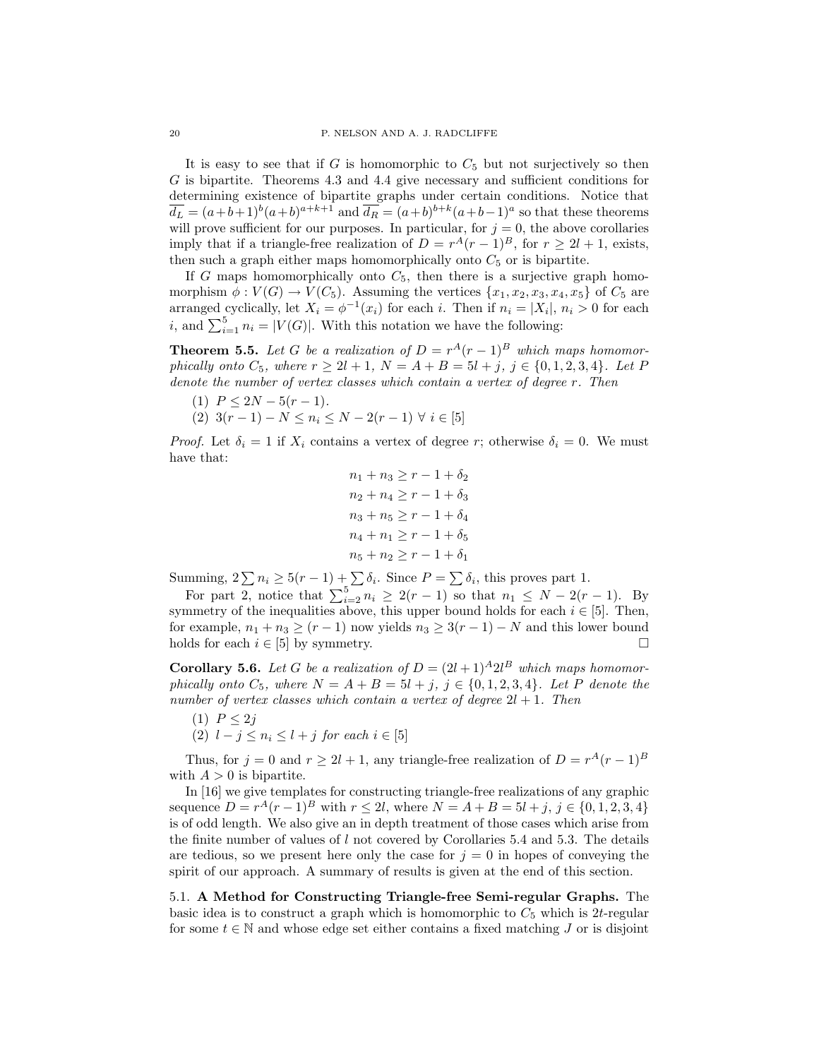It is easy to see that if $G$ is homomorphic to $C_5$ but not surjectively so then $G$ is bipartite. Theorems 4.3 and 4.4 give necessary and sufficient conditions for determining existence of bipartite graphs under certain conditions. Notice that $\overline{d_L} = (a+b+1)^b(a+b)^{a+k+1}$ and $\overline{d_R} = (a+b)^{b+k}(a+b-1)^a$ so that these theorems will prove sufficient for our purposes. In particular, for $j = 0$, the above corollaries imply that if a triangle-free realization of $D = r^A(r-1)^B$, for $r \geq 2l+1$, exists, then such a graph either maps homomorphically onto $C_5$ or is bipartite.

If $G$ maps homomorphically onto $C_5$, then there is a surjective graph homomorphism $\phi : V(G) \to V(C_5)$. Assuming the vertices $\{x_1, x_2, x_3, x_4, x_5\}$ of $C_5$ are arranged cyclically, let $X_i = \phi^{-1}(x_i)$ for each $i$. Then if $n_i = |X_i|$, $n_i > 0$ for each $i$, and $\sum_{i=1}^{5} n_i = |V(G)|$. With this notation we have the following:

**Theorem 5.5.** *Let $G$ be a realization of $D = r^A(r-1)^B$ which maps homomorphically onto $C_5$, where $r \geq 2l+1$, $N = A + B = 5l + j$, $j \in \{0, 1, 2, 3, 4\}$. Let $P$ denote the number of vertex classes which contain a vertex of degree $r$. Then*

1. $P \leq 2N - 5(r-1)$.
2. $3(r-1) - N \leq n_i \leq N - 2(r-1)\ \forall\ i \in [5]$

*Proof.* Let $\delta_i = 1$ if $X_i$ contains a vertex of degree $r$; otherwise $\delta_i = 0$. We must have that:

$$n_1 + n_3 \geq r - 1 + \delta_2$$
$$n_2 + n_4 \geq r - 1 + \delta_3$$
$$n_3 + n_5 \geq r - 1 + \delta_4$$
$$n_4 + n_1 \geq r - 1 + \delta_5$$
$$n_5 + n_2 \geq r - 1 + \delta_1$$

Summing, $2\sum n_i \geq 5(r-1) + \sum \delta_i$. Since $P = \sum \delta_i$, this proves part 1.

For part 2, notice that $\sum_{i=2}^{5} n_i \geq 2(r-1)$ so that $n_1 \leq N - 2(r-1)$. By symmetry of the inequalities above, this upper bound holds for each $i \in [5]$. Then, for example, $n_1 + n_3 \geq (r-1)$ now yields $n_3 \geq 3(r-1) - N$ and this lower bound holds for each $i \in [5]$ by symmetry. □

**Corollary 5.6.** *Let $G$ be a realization of $D = (2l+1)^A 2l^B$ which maps homomorphically onto $C_5$, where $N = A + B = 5l + j$, $j \in \{0, 1, 2, 3, 4\}$. Let $P$ denote the number of vertex classes which contain a vertex of degree $2l + 1$. Then*

1. $P \leq 2j$
2. $l - j \leq n_i \leq l + j$ *for each* $i \in [5]$

Thus, for $j = 0$ and $r \geq 2l + 1$, any triangle-free realization of $D = r^A(r-1)^B$ with $A > 0$ is bipartite.

In [16] we give templates for constructing triangle-free realizations of any graphic sequence $D = r^A(r-1)^B$ with $r \leq 2l$, where $N = A + B = 5l + j$, $j \in \{0, 1, 2, 3, 4\}$ is of odd length. We also give an in depth treatment of those cases which arise from the finite number of values of $l$ not covered by Corollaries 5.4 and 5.3. The details are tedious, so we present here only the case for $j = 0$ in hopes of conveying the spirit of our approach. A summary of results is given at the end of this section.

## 5.1. A Method for Constructing Triangle-free Semi-regular Graphs.

The basic idea is to construct a graph which is homomorphic to $C_5$ which is $2t$-regular for some $t \in \mathbb{N}$ and whose edge set either contains a fixed matching $J$ or is disjoint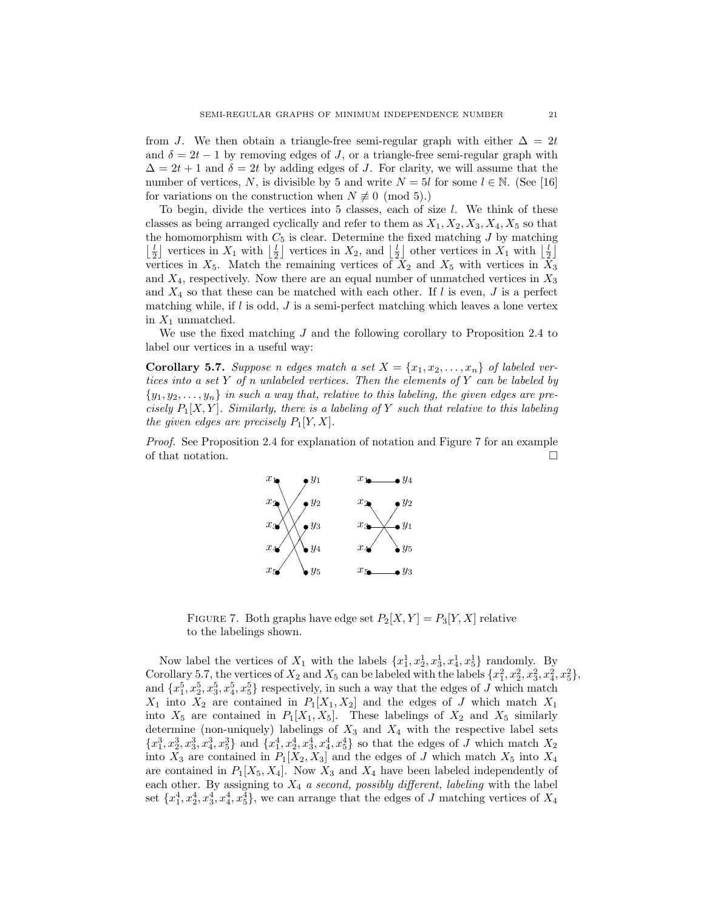from $J$. We then obtain a triangle-free semi-regular graph with either $\Delta = 2t$ and $\delta = 2t-1$ by removing edges of $J$, or a triangle-free semi-regular graph with $\Delta = 2t+1$ and $\delta = 2t$ by adding edges of $J$. For clarity, we will assume that the number of vertices, $N$, is divisible by 5 and write $N = 5l$ for some $l \in \mathbb{N}$. (See [16] for variations on the construction when $N \not\equiv 0 \pmod 5$.)

To begin, divide the vertices into 5 classes, each of size $l$. We think of these classes as being arranged cyclically and refer to them as $X_1, X_2, X_3, X_4, X_5$ so that the homomorphism with $C_5$ is clear. Determine the fixed matching $J$ by matching $\lfloor \frac{l}{2} \rfloor$ vertices in $X_1$ with $\lfloor \frac{l}{2} \rfloor$ vertices in $X_2$, and $\lfloor \frac{l}{2} \rfloor$ other vertices in $X_1$ with $\lfloor \frac{l}{2} \rfloor$ vertices in $X_5$. Match the remaining vertices of $X_2$ and $X_5$ with vertices in $X_3$ and $X_4$, respectively. Now there are an equal number of unmatched vertices in $X_3$ and $X_4$ so that these can be matched with each other. If $l$ is even, $J$ is a perfect matching while, if $l$ is odd, $J$ is a semi-perfect matching which leaves a lone vertex in $X_1$ unmatched.

We use the fixed matching $J$ and the following corollary to Proposition 2.4 to label our vertices in a useful way:

**Corollary 5.7.** *Suppose $n$ edges match a set $X = \{x_1, x_2, \ldots, x_n\}$ of labeled vertices into a set $Y$ of $n$ unlabeled vertices. Then the elements of $Y$ can be labeled by $\{y_1, y_2, \ldots, y_n\}$ in such a way that, relative to this labeling, the given edges are precisely $P_1[X, Y]$. Similarly, there is a labeling of $Y$ such that relative to this labeling the given edges are precisely $P_1[Y, X]$.*

*Proof.* See Proposition 2.4 for explanation of notation and Figure 7 for an example of that notation. □

$x_1$ $y_1$ $x_2$ $y_2$ $x_3$ $y_3$ $x_4$ $y_4$ $x_5$ $y_5$

$x_1$ $y_4$ $x_2$ $y_2$ $x_3$ $y_1$ $x_4$ $y_5$ $x_5$ $y_3$

FIGURE 7. Both graphs have edge set $P_2[X, Y] = P_3[Y, X]$ relative to the labelings shown.

Now label the vertices of $X_1$ with the labels $\{x_1^1, x_2^1, x_3^1, x_4^1, x_5^1\}$ randomly. By Corollary 5.7, the vertices of $X_2$ and $X_5$ can be labeled with the labels $\{x_1^2, x_2^2, x_3^2, x_4^2, x_5^2\}$, and $\{x_1^5, x_2^5, x_3^5, x_4^5, x_5^5\}$ respectively, in such a way that the edges of $J$ which match $X_1$ into $X_2$ are contained in $P_1[X_1, X_2]$ and the edges of $J$ which match $X_1$ into $X_5$ are contained in $P_1[X_1, X_5]$. These labelings of $X_2$ and $X_5$ similarly determine (non-uniquely) labelings of $X_3$ and $X_4$ with the respective label sets $\{x_1^3, x_2^3, x_3^3, x_4^3, x_5^3\}$ and $\{x_1^4, x_2^4, x_3^4, x_4^4, x_5^4\}$ so that the edges of $J$ which match $X_2$ into $X_3$ are contained in $P_1[X_2, X_3]$ and the edges of $J$ which match $X_5$ into $X_4$ are contained in $P_1[X_5, X_4]$. Now $X_3$ and $X_4$ have been labeled independently of each other. By assigning to $X_4$ *a second, possibly different, labeling* with the label set $\{x_1^4, x_2^4, x_3^4, x_4^4, x_5^4\}$, we can arrange that the edges of $J$ matching vertices of $X_4$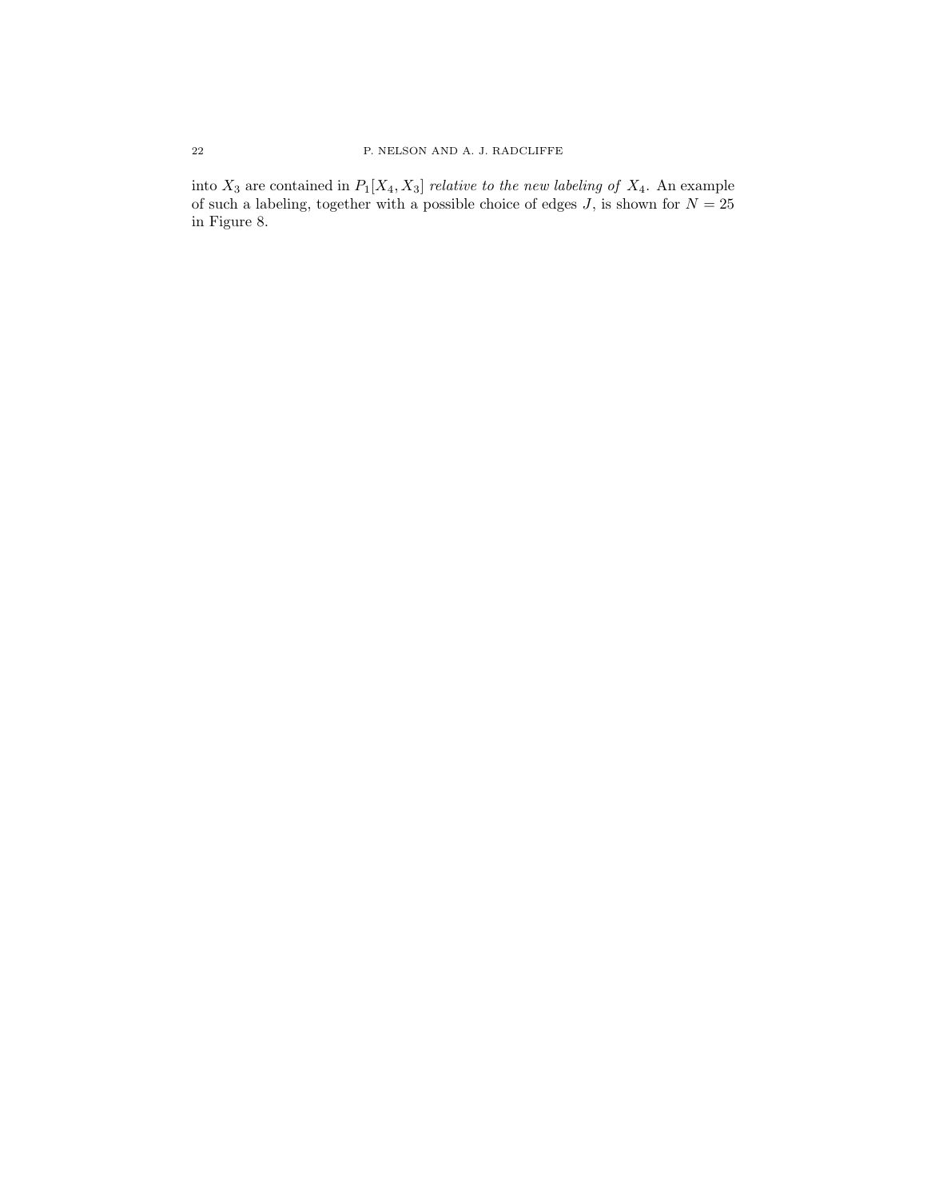into $X_3$ are contained in $P_1[X_4, X_3]$ *relative to the new labeling of* $X_4$. An example of such a labeling, together with a possible choice of edges $J$, is shown for $N = 25$ in Figure 8.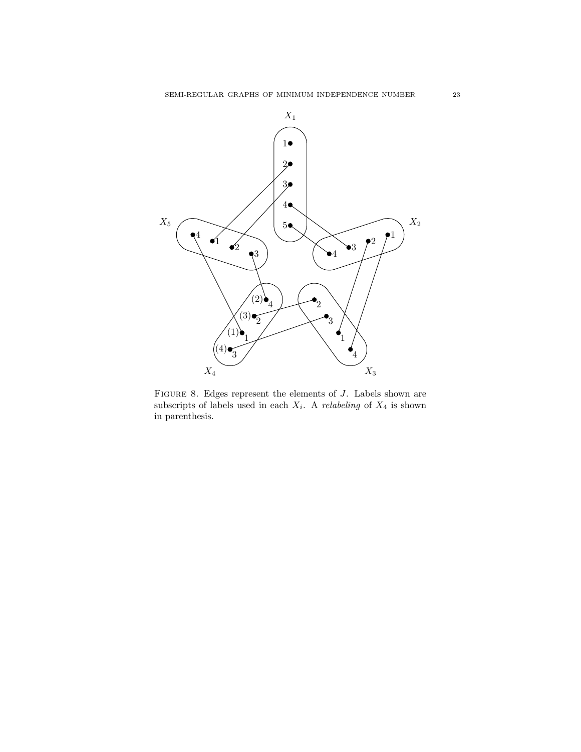$X_1$

1
2
3
4
5

$X_5$

4
1
2
3

$X_2$

4
3
2
1

(2) 4
(3) 2
(1) 1
(4) 3

$X_4$

2
3
1
4

$X_3$

Figure 8. Edges represent the elements of $J$. Labels shown are subscripts of labels used in each $X_i$. A *relabeling* of $X_4$ is shown in parenthesis.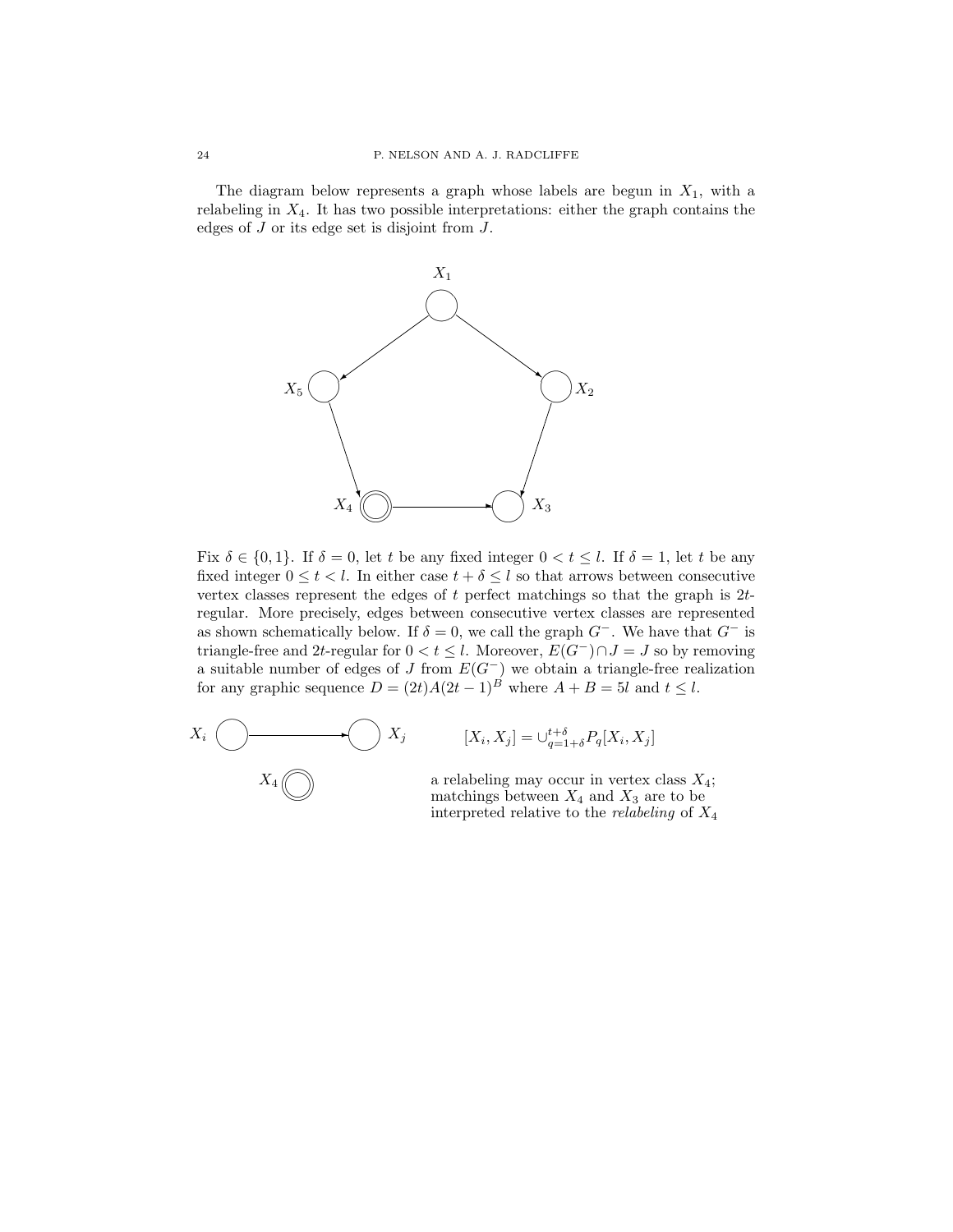The diagram below represents a graph whose labels are begun in $X_1$, with a relabeling in $X_4$. It has two possible interpretations: either the graph contains the edges of $J$ or its edge set is disjoint from $J$.

$X_1$

$X_5$ $X_2$

$X_4$ $X_3$

Fix $\delta \in \{0, 1\}$. If $\delta = 0$, let $t$ be any fixed integer $0 < t \leq l$. If $\delta = 1$, let $t$ be any fixed integer $0 \leq t < l$. In either case $t + \delta \leq l$ so that arrows between consecutive vertex classes represent the edges of $t$ perfect matchings so that the graph is $2t$-regular. More precisely, edges between consecutive vertex classes are represented as shown schematically below. If $\delta = 0$, we call the graph $G^-$. We have that $G^-$ is triangle-free and $2t$-regular for $0 < t \leq l$. Moreover, $E(G^-) \cap J = J$ so by removing a suitable number of edges of $J$ from $E(G^-)$ we obtain a triangle-free realization for any graphic sequence $D = (2t)A(2t-1)^B$ where $A + B = 5l$ and $t \leq l$.

$X_i$ $X_j$ $\qquad [X_i, X_j] = \cup_{q=1+\delta}^{t+\delta} P_q[X_i, X_j]$

$X_4$ $\qquad$ a relabeling may occur in vertex class $X_4$; matchings between $X_4$ and $X_3$ are to be interpreted relative to the *relabeling* of $X_4$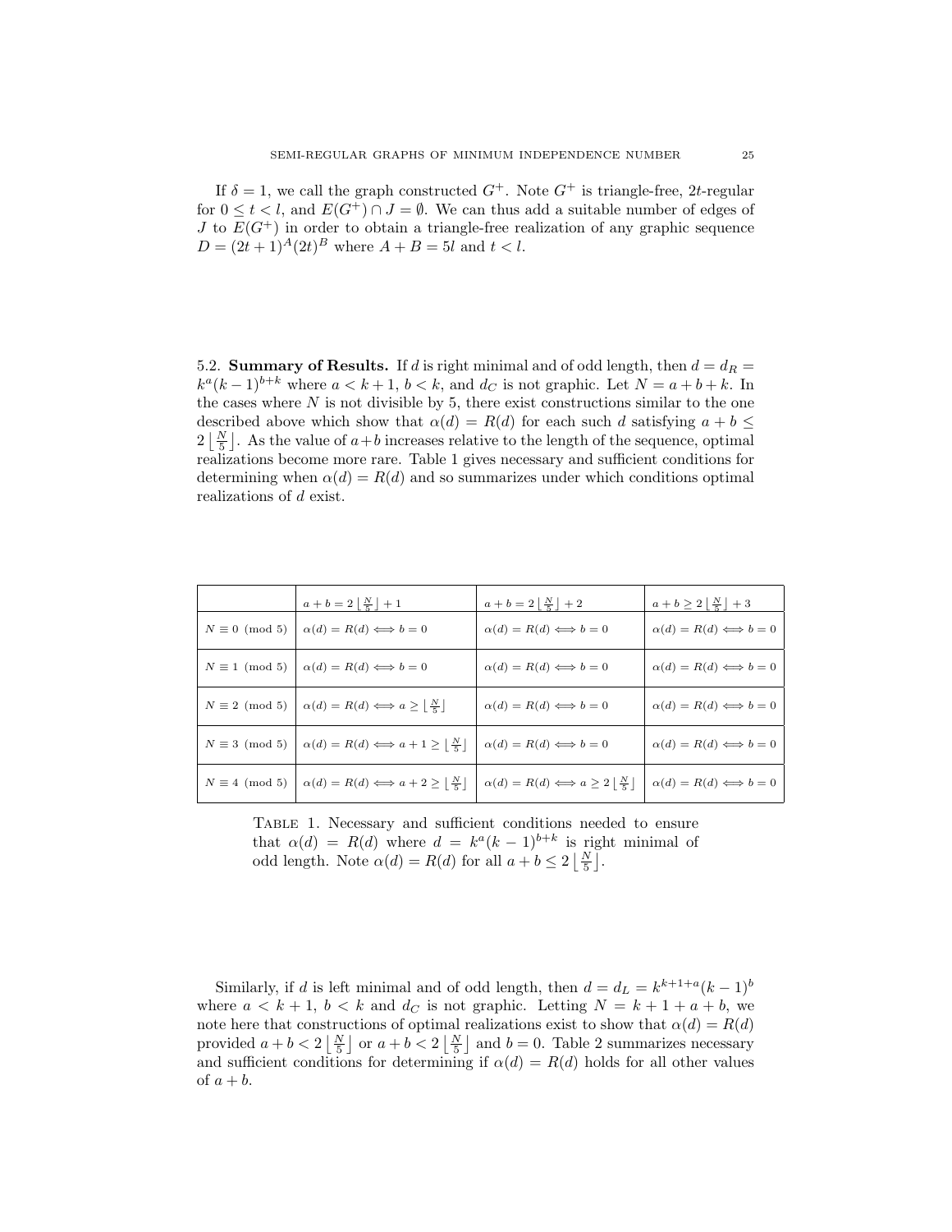If $\delta = 1$, we call the graph constructed $G^+$. Note $G^+$ is triangle-free, $2t$-regular for $0 \leq t < l$, and $E(G^+) \cap J = \emptyset$. We can thus add a suitable number of edges of $J$ to $E(G^+)$ in order to obtain a triangle-free realization of any graphic sequence $D = (2t+1)^A (2t)^B$ where $A + B = 5l$ and $t < l$.

5.2. **Summary of Results.** If $d$ is right minimal and of odd length, then $d = d_R = k^a(k-1)^{b+k}$ where $a < k+1$, $b < k$, and $d_C$ is not graphic. Let $N = a + b + k$. In the cases where $N$ is not divisible by 5, there exist constructions similar to the one described above which show that $\alpha(d) = R(d)$ for each such $d$ satisfying $a + b \leq 2\left\lfloor \frac{N}{5} \right\rfloor$. As the value of $a+b$ increases relative to the length of the sequence, optimal realizations become more rare. Table 1 gives necessary and sufficient conditions for determining when $\alpha(d) = R(d)$ and so summarizes under which conditions optimal realizations of $d$ exist.

| | $a+b = 2\left\lfloor \frac{N}{5} \right\rfloor + 1$ | $a+b = 2\left\lfloor \frac{N}{5} \right\rfloor + 2$ | $a+b \geq 2\left\lfloor \frac{N}{5} \right\rfloor + 3$ |
|---|---|---|---|
| $N \equiv 0 \pmod 5$ | $\alpha(d) = R(d) \iff b = 0$ | $\alpha(d) = R(d) \iff b = 0$ | $\alpha(d) = R(d) \iff b = 0$ |
| $N \equiv 1 \pmod 5$ | $\alpha(d) = R(d) \iff b = 0$ | $\alpha(d) = R(d) \iff b = 0$ | $\alpha(d) = R(d) \iff b = 0$ |
| $N \equiv 2 \pmod 5$ | $\alpha(d) = R(d) \iff a \geq \left\lfloor \frac{N}{5} \right\rfloor$ | $\alpha(d) = R(d) \iff b = 0$ | $\alpha(d) = R(d) \iff b = 0$ |
| $N \equiv 3 \pmod 5$ | $\alpha(d) = R(d) \iff a+1 \geq \left\lfloor \frac{N}{5} \right\rfloor$ | $\alpha(d) = R(d) \iff b = 0$ | $\alpha(d) = R(d) \iff b = 0$ |
| $N \equiv 4 \pmod 5$ | $\alpha(d) = R(d) \iff a+2 \geq \left\lfloor \frac{N}{5} \right\rfloor$ | $\alpha(d) = R(d) \iff a \geq 2\left\lfloor \frac{N}{5} \right\rfloor$ | $\alpha(d) = R(d) \iff b = 0$ |

Table 1. Necessary and sufficient conditions needed to ensure that $\alpha(d) = R(d)$ where $d = k^a(k-1)^{b+k}$ is right minimal of odd length. Note $\alpha(d) = R(d)$ for all $a + b \leq 2\left\lfloor \frac{N}{5} \right\rfloor$.

Similarly, if $d$ is left minimal and of odd length, then $d = d_L = k^{k+1+a}(k-1)^b$ where $a < k+1$, $b < k$ and $d_C$ is not graphic. Letting $N = k + 1 + a + b$, we note here that constructions of optimal realizations exist to show that $\alpha(d) = R(d)$ provided $a + b < 2\left\lfloor \frac{N}{5} \right\rfloor$ or $a + b < 2\left\lfloor \frac{N}{5} \right\rfloor$ and $b = 0$. Table 2 summarizes necessary and sufficient conditions for determining if $\alpha(d) = R(d)$ holds for all other values of $a + b$.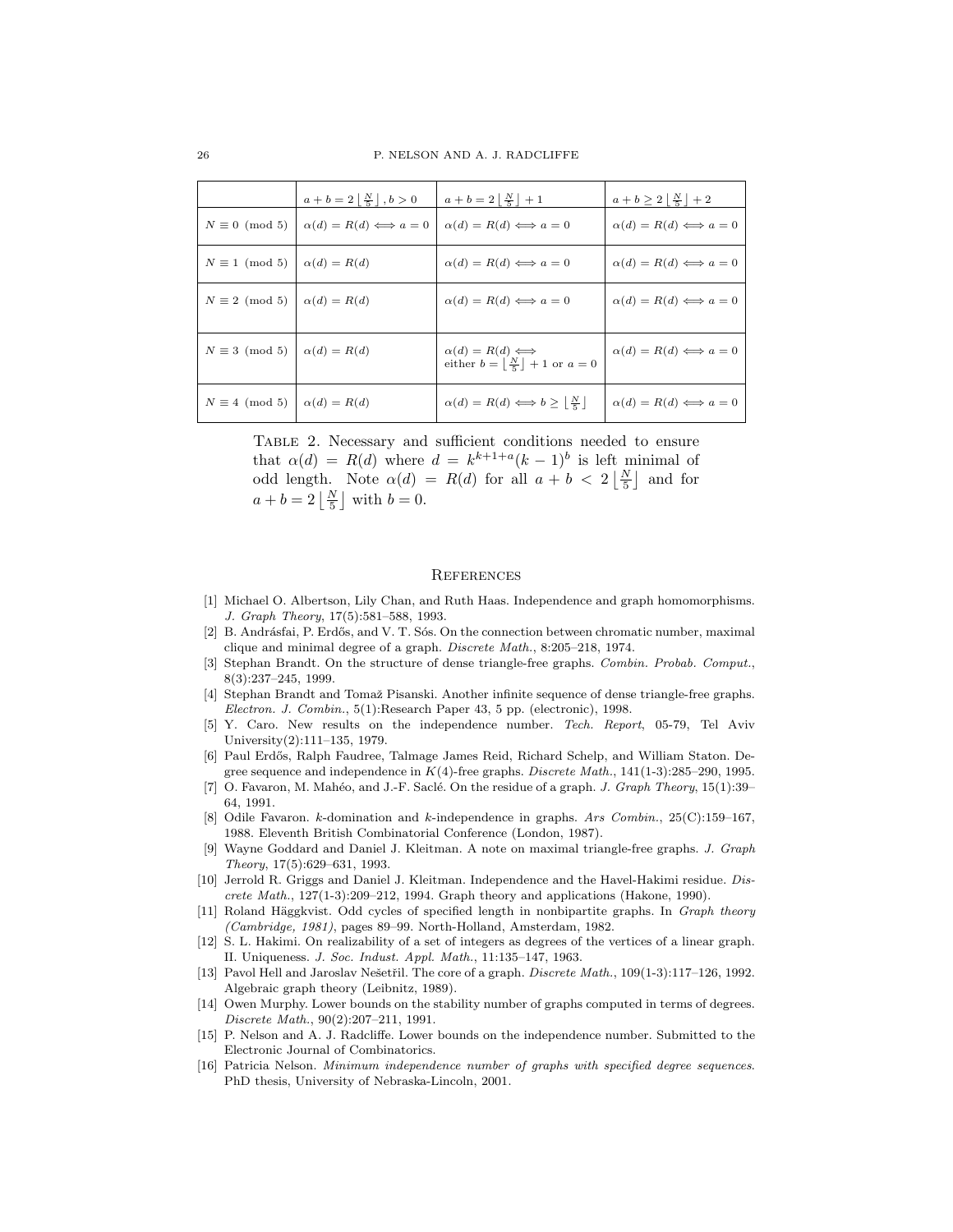| | $a+b=2\left\lfloor\frac{N}{5}\right\rfloor, b>0$ | $a+b=2\left\lfloor\frac{N}{5}\right\rfloor+1$ | $a+b\geq 2\left\lfloor\frac{N}{5}\right\rfloor+2$ |
|---|---|---|---|
| $N\equiv 0 \pmod 5$ | $\alpha(d)=R(d) \iff a=0$ | $\alpha(d)=R(d) \iff a=0$ | $\alpha(d)=R(d) \iff a=0$ |
| $N\equiv 1 \pmod 5$ | $\alpha(d)=R(d)$ | $\alpha(d)=R(d) \iff a=0$ | $\alpha(d)=R(d) \iff a=0$ |
| $N\equiv 2 \pmod 5$ | $\alpha(d)=R(d)$ | $\alpha(d)=R(d) \iff a=0$ | $\alpha(d)=R(d) \iff a=0$ |
| $N\equiv 3 \pmod 5$ | $\alpha(d)=R(d)$ | $\alpha(d)=R(d) \iff$ either $b=\left\lfloor\frac{N}{5}\right\rfloor+1$ or $a=0$ | $\alpha(d)=R(d) \iff a=0$ |
| $N\equiv 4 \pmod 5$ | $\alpha(d)=R(d)$ | $\alpha(d)=R(d) \iff b\geq\left\lfloor\frac{N}{5}\right\rfloor$ | $\alpha(d)=R(d) \iff a=0$ |

Table 2. Necessary and sufficient conditions needed to ensure that $\alpha(d)=R(d)$ where $d=k^{k+1+a}(k-1)^b$ is left minimal of odd length. Note $\alpha(d)=R(d)$ for all $a+b<2\left\lfloor\frac{N}{5}\right\rfloor$ and for $a+b=2\left\lfloor\frac{N}{5}\right\rfloor$ with $b=0$.

## References

[1] Michael O. Albertson, Lily Chan, and Ruth Haas. Independence and graph homomorphisms. *J. Graph Theory*, 17(5):581–588, 1993.

[2] B. Andrásfai, P. Erdős, and V. T. Sós. On the connection between chromatic number, maximal clique and minimal degree of a graph. *Discrete Math.*, 8:205–218, 1974.

[3] Stephan Brandt. On the structure of dense triangle-free graphs. *Combin. Probab. Comput.*, 8(3):237–245, 1999.

[4] Stephan Brandt and Tomaž Pisanski. Another infinite sequence of dense triangle-free graphs. *Electron. J. Combin.*, 5(1):Research Paper 43, 5 pp. (electronic), 1998.

[5] Y. Caro. New results on the independence number. *Tech. Report*, 05-79, Tel Aviv University(2):111–135, 1979.

[6] Paul Erdős, Ralph Faudree, Talmage James Reid, Richard Schelp, and William Staton. Degree sequence and independence in $K(4)$-free graphs. *Discrete Math.*, 141(1-3):285–290, 1995.

[7] O. Favaron, M. Mahéo, and J.-F. Saclé. On the residue of a graph. *J. Graph Theory*, 15(1):39–64, 1991.

[8] Odile Favaron. $k$-domination and $k$-independence in graphs. *Ars Combin.*, 25(C):159–167, 1988. Eleventh British Combinatorial Conference (London, 1987).

[9] Wayne Goddard and Daniel J. Kleitman. A note on maximal triangle-free graphs. *J. Graph Theory*, 17(5):629–631, 1993.

[10] Jerrold R. Griggs and Daniel J. Kleitman. Independence and the Havel-Hakimi residue. *Discrete Math.*, 127(1-3):209–212, 1994. Graph theory and applications (Hakone, 1990).

[11] Roland Häggkvist. Odd cycles of specified length in nonbipartite graphs. In *Graph theory (Cambridge, 1981)*, pages 89–99. North-Holland, Amsterdam, 1982.

[12] S. L. Hakimi. On realizability of a set of integers as degrees of the vertices of a linear graph. II. Uniqueness. *J. Soc. Indust. Appl. Math.*, 11:135–147, 1963.

[13] Pavol Hell and Jaroslav Nešetřil. The core of a graph. *Discrete Math.*, 109(1-3):117–126, 1992. Algebraic graph theory (Leibnitz, 1989).

[14] Owen Murphy. Lower bounds on the stability number of graphs computed in terms of degrees. *Discrete Math.*, 90(2):207–211, 1991.

[15] P. Nelson and A. J. Radcliffe. Lower bounds on the independence number. Submitted to the Electronic Journal of Combinatorics.

[16] Patricia Nelson. *Minimum independence number of graphs with specified degree sequences*. PhD thesis, University of Nebraska-Lincoln, 2001.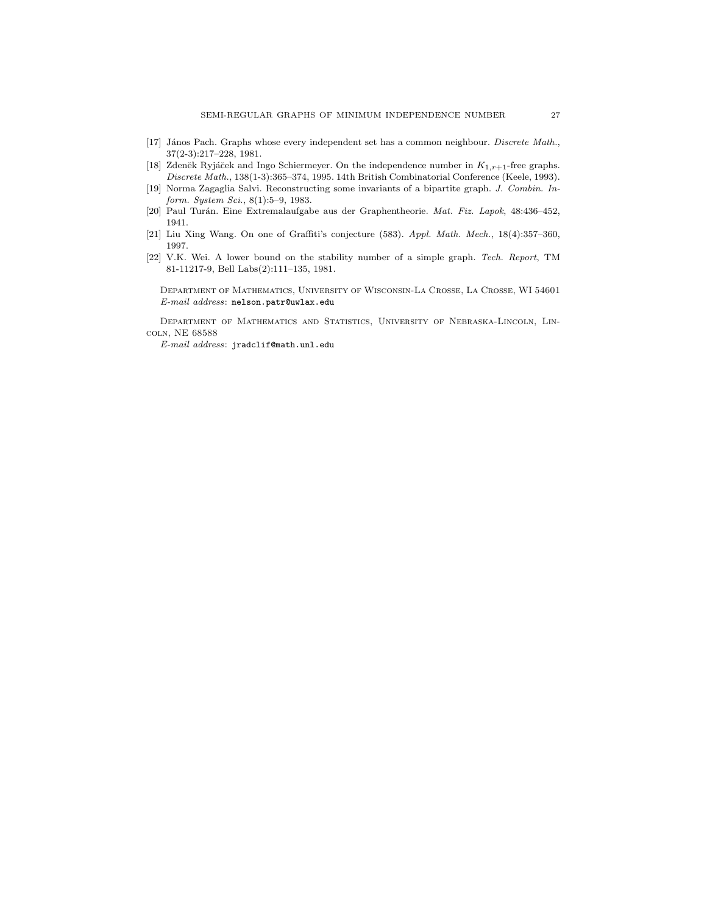[17] János Pach. Graphs whose every independent set has a common neighbour. *Discrete Math.*, 37(2-3):217–228, 1981.

[18] Zdeněk Ryjáček and Ingo Schiermeyer. On the independence number in $K_{1,r+1}$-free graphs. *Discrete Math.*, 138(1-3):365–374, 1995. 14th British Combinatorial Conference (Keele, 1993).

[19] Norma Zagaglia Salvi. Reconstructing some invariants of a bipartite graph. *J. Combin. Inform. System Sci.*, 8(1):5–9, 1983.

[20] Paul Turán. Eine Extremalaufgabe aus der Graphentheorie. *Mat. Fiz. Lapok*, 48:436–452, 1941.

[21] Liu Xing Wang. On one of Graffiti's conjecture (583). *Appl. Math. Mech.*, 18(4):357–360, 1997.

[22] V.K. Wei. A lower bound on the stability number of a simple graph. *Tech. Report*, TM 81-11217-9, Bell Labs(2):111–135, 1981.

Department of Mathematics, University of Wisconsin-La Crosse, La Crosse, WI 54601
*E-mail address*: `nelson.patr@uwlax.edu`

Department of Mathematics and Statistics, University of Nebraska-Lincoln, Lincoln, NE 68588
*E-mail address*: `jradclif@math.unl.edu`